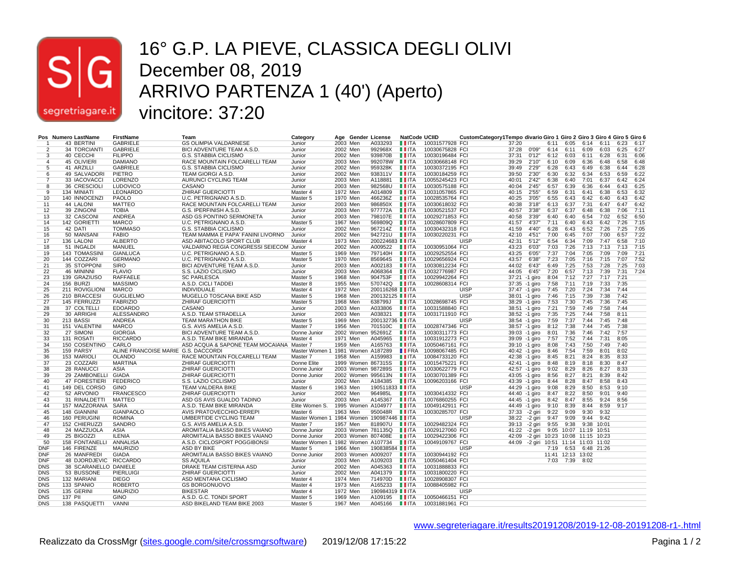# 16° G.P. LA PIEVE, CLASSICA DEGLI OLIVI

# December 08, 2019

# ARRIVO PARTENZA 1 (40') (Aperto)

# vincitore: 37:20

| Pos | Numero | LastName | FirstName | Team | Category | Age | Gender | License | NatCode | UCIID | CustomCategory1 | Tempo | divario | Giro 1 | Giro 2 | Giro 3 | Giro 4 | Giro 5 | Giro 6 |
|---|---|---|---|---|---|---|---|---|---|---|---|---|---|---|---|---|---|---|---|
| 1 | 43 | BERTINI | GABRIELE | GS OLIMPIA VALDARNESE | Junior | 2003 | Men | A033293 | ITA | 10031577928 | FCI | 37:20 | | 6:11 | 6:05 | 6:14 | 6:11 | 6:23 | 6:17 |
| 2 | 34 | TORCIANTI | GABRIELE | BICI ADVENTURE TEAM A.S.D. | Junior | 2002 | Men | 992968X | ITA | 10030675828 | FCI | 37:28 | 0'09" | 6:14 | 6:11 | 6:09 | 6:03 | 6:25 | 6:27 |
| 3 | 40 | CECCHI | FILIPPO | G.S. STABBIA CICLISMO | Junior | 2002 | Men | 939870B | ITA | 10030196484 | FCI | 37:31 | 0'12" | 6:12 | 6:03 | 6:11 | 6:28 | 6:31 | 6:06 |
| 4 | 45 | OLIVIERI | DAMIANO | RACE MOUNTAIN FOLCARELLI TEAM | Junior | 2003 | Men | 992078W | ITA | 10030668148 | FCI | 39:29 | 2'10" | 6:10 | 6:09 | 6:36 | 6:48 | 6:58 | 6:48 |
| 5 | 41 | ARZILLI | GABRIELE | G.S. STABBIA CICLISMO | Junior | 2002 | Men | 959328K | ITA | 10030372195 | FCI | 39:49 | 2'29" | 6:28 | 6:43 | 6:49 | 6:38 | 6:44 | 6:28 |
| 6 | 49 | SALVADORI | PIETRO | TEAM GIORGI A.S.D. | Junior | 2002 | Men | 938311V | ITA | 10030184259 | FCI | 39:50 | 2'30" | 6:30 | 6:32 | 6:34 | 6:53 | 6:59 | 6:22 |
| 7 | 33 | IACOVACCI | LORENZO | AURUNCI CYCLING TEAM | Junior | 2003 | Men | A118881 | ITA | 10055245423 | FCI | 40:01 | 2'42" | 6:38 | 6:40 | 7:01 | 6:37 | 6:42 | 6:24 |
| 8 | 36 | CRESCIOLI | LUDOVICO | CASANO | Junior | 2003 | Men | 982568U | ITA | 10030575188 | FCI | 40:04 | 2'45" | 6:57 | 6:39 | 6:36 | 6:44 | 6:43 | 6:25 |
| 9 | 134 | MINIATI | LEONARDO | ZHIRAF GUERCIOTTI | Master 4 | 1972 | Men | A014809 | ITA | 10031057865 | FCI | 40:15 | 2'55" | 6:59 | 6:31 | 6:41 | 6:38 | 6:53 | 6:32 |
| 10 | 140 | INNOCENZI | PAOLO | U.C. PETRIGNANO A.S.D. | Master 5 | 1970 | Men | 466236Z | ITA | 10028535764 | FCI | 40:25 | 3'05" | 6:55 | 6:43 | 6:42 | 6:40 | 6:43 | 6:42 |
| 11 | 44 | LALONI | MATTEO | RACE MOUNTAIN FOLCARELLI TEAM | Junior | 2003 | Men | 986850X | ITA | 10030618032 | FCI | 40:38 | 3'18" | 6:13 | 6:37 | 7:31 | 6:47 | 6:47 | 6:42 |
| 12 | 39 | ZINGONI | TOBIA | G.S. IPERFINISH A.S.D. | Junior | 2003 | Men | 977772A | ITA | 10030521537 | FCI | 40:57 | 3'38" | 6:37 | 6:37 | 6:48 | 6:38 | 7:06 | 7:11 |
| 13 | 32 | CASCONI | ANDREA | ASD GS PONTINO SERMONETA | Junior | 2003 | Men | 798107E | ITA | 10029271853 | FCI | 40:58 | 3'39" | 6:40 | 6:40 | 6:54 | 7:02 | 6:52 | 6:50 |
| 14 | 142 | GORIETTI | MARCO | U.C. PETRIGNANO A.S.D. | Master 5 | 1967 | Men | 569809Q | ITA | 10028607809 | FCI | 41:57 | 4'37" | 7:11 | 6:40 | 6:43 | 6:42 | 7:26 | 7:15 |
| 15 | 42 | DATI | TOMMASO | G.S. STABBIA CICLISMO | Junior | 2002 | Men | 967214Z | ITA | 10030432318 | FCI | 41:59 | 4'40" | 6:28 | 6:43 | 6:52 | 7:26 | 7:25 | 7:05 |
| 16 | 50 | MANSANI | FABIO | TEAM MAMMA E PAPA' FANINI LIVORNO | Junior | 2002 | Men | 942721U | ITA | 10030220231 | FCI | 42:10 | 4'51" | 7:00 | 6:45 | 7:07 | 7:00 | 6:57 | 7:22 |
| 17 | 136 | LALONI | ALBERTO | ASD ABITACOLO SPORT CLUB | Master 4 | 1973 | Men | 200224683 | ITA | | UISP | 42:31 | 5'12" | 6:54 | 6:34 | 7:09 | 7:47 | 6:58 | 7:10 |
| 18 | 51 | INGALDI | MANUEL | VALDARNO REGIA CONGRESSI SEIECOM | Junior | 2002 | Men | A009522 | ITA | 10030951064 | FCI | 43:23 | 6'03" | 7:03 | 7:26 | 7:13 | 7:13 | 7:13 | 7:15 |
| 19 | 143 | TOMASSINI | GIANLUCA | U.C. PETRIGNANO A.S.D. | Master 5 | 1969 | Men | 797140H | ITA | 10029252554 | FCI | 43:25 | 6'05" | 7:37 | 7:04 | 7:05 | 7:09 | 7:09 | 7:21 |
| 20 | 144 | COZZARI | GERMANO | U.C. PETRIGNANO A.S.D. | Master 5 | 1970 | Men | 856964S | ITA | 10029656924 | FCI | 43:57 | 6'38" | 7:23 | 7:05 | 7:16 | 7:15 | 7:07 | 7:52 |
| 21 | 35 | STOPPONI | SIRO | BICI ADVENTURE TEAM A.S.D. | Junior | 2003 | Men | A002183 | ITA | 10030812234 | FCI | 44:02 | 6'43" | 6:49 | 7:25 | 7:53 | 7:28 | 7:25 | 7:03 |
| 22 | 46 | MININNI | FLAVIO | S.S. LAZIO CICLISMO | Junior | 2003 | Men | A068364 | ITA | 10032776987 | FCI | 44:05 | 6'45" | 7:20 | 6:57 | 7:13 | 7:39 | 7:31 | 7:24 |
| 23 | 139 | GRAZIUSO | RAFFAELE | SC PARLESCA | Master 5 | 1968 | Men | 904753F | ITA | 10029942264 | FCI | 37:21 | -1 giro | 8:04 | 7:12 | 7:27 | 7:17 | 7:21 | |
| 24 | 156 | BURZI | MASSIMO | A.S.D. CICLI TADDEI | Master 8 | 1955 | Men | 570742Q | ITA | 10028608314 | FCI | 37:35 | -1 giro | 7:58 | 7:11 | 7:19 | 7:33 | 7:35 | |
| 25 | 211 | ROVIGLIONI | MARCO | INDIVIDUALE | Master 4 | 1972 | Men | 200116268 | ITA | | UISP | 37:47 | -1 giro | 7:45 | 7:20 | 7:24 | 7:34 | 7:44 | |
| 26 | 210 | BRACCESI | GUGLIELMO | MUGELLO TOSCANA BIKE ASD | Master 5 | 1968 | Men | 200132125 | ITA | | UISP | 38:01 | -1 giro | 7:46 | 7:15 | 7:39 | 7:38 | 7:42 | |
| 27 | 145 | FERRUZZI | FABRIZIO | ZHIRAF GUERCIOTTI | Master 5 | 1968 | Men | 638799J | ITA | 10028698745 | FCI | 38:29 | -1 giro | 7:53 | 7:30 | 7:45 | 7:36 | 7:45 | |
| 28 | 37 | COLTELLI | EDOARDO | CASANO | Junior | 2003 | Men | A033806 | ITA | 10031588840 | FCI | 38:51 | -1 giro | 7:21 | 7:59 | 7:49 | 7:58 | 7:44 | |
| 29 | 30 | ARRIGHI | ALESSANDRO | A.S.D. TEAM STRADELLA | Junior | 2003 | Men | A038321 | ITA | 10031711910 | FCI | 38:52 | -1 giro | 7:35 | 7:25 | 7:44 | 7:58 | 8:11 | |
| 30 | 213 | BASSI | ANDREA | TEAM MARATHON BIKE | Master 5 | 1969 | Men | 200132736 | ITA | | UISP | 38:54 | -1 giro | 7:59 | 7:37 | 7:44 | 7:45 | 7:48 | |
| 31 | 151 | VALENTINI | MARCO | G.S. AVIS AMELIA A.S.D. | Master 7 | 1956 | Men | 701510C | ITA | 10028747346 | FCI | 38:57 | -1 giro | 8:12 | 7:38 | 7:44 | 7:45 | 7:38 | |
| 32 | 27 | SIMONI | GIORGIA | BICI ADVENTURE TEAM A.S.D. | Donne Junior | 2002 | Women | 952691Z | ITA | 10030311773 | FCI | 39:03 | -1 giro | 8:01 | 7:36 | 7:46 | 7:42 | 7:57 | |
| 33 | 131 | ROSATI | RICCARDO | A.S.D. TEAM BIKE MIRANDA | Master 4 | 1971 | Men | A045965 | ITA | 10031912273 | FCI | 39:09 | -1 giro | 7:57 | 7:52 | 7:44 | 7:31 | 8:05 | |
| 34 | 150 | COSENTINO | CARLO | ASD ACQUA & SAPONE TEAM MOCAIANA | Master 7 | 1959 | Men | A165763 | ITA | 10050467161 | FCI | 39:10 | -1 giro | 8:08 | 7:43 | 7:50 | 7:49 | 7:40 | |
| 35 | 159 | PARSY | ALINE FRANCOISE MARIE | G.S. DACCORDI | Master Women 1 | 1981 | Women | A187289 | FRA | 10098067485 | FCI | 40:42 | -1 giro | 8:46 | 7:54 | 7:59 | 8:01 | 8:02 | |
| 36 | 153 | MARIOLI | OLANDO | RACE MOUNTAIN FOLCARELLI TEAM | Master 7 | 1958 | Men | A159983 | ITA | 10084733120 | FCI | 42:38 | -1 giro | 8:45 | 8:21 | 8:24 | 8:35 | 8:33 | |
| 37 | 23 | COZZARI | MARTINA | ZHIRAF GUERCIOTTI | Donne Elite | 1999 | Women | 867315S | ITA | 10015475221 | FCI | 42:41 | -1 giro | 8:48 | 8:19 | 8:18 | 8:30 | 8:47 | |
| 38 | 28 | RANUCCI | ASIA | ZHIRAF GUERCIOTTI | Donne Junior | 2003 | Women | 987289S | ITA | 10030622779 | FCI | 42:57 | -1 giro | 9:02 | 8:29 | 8:26 | 8:27 | 8:33 | |
| 39 | 29 | ZAMBONELLI | GIADA | ZHIRAF GUERCIOTTI | Donne Junior | 2002 | Women | 995613N | ITA | 10030701389 | FCI | 43:05 | -1 giro | 8:56 | 8:27 | 8:21 | 8:39 | 8:42 | |
| 40 | 47 | FORESTIERI | FEDERICO | S.S. LAZIO CICLISMO | Junior | 2002 | Men | A184385 | ITA | 10096203166 | FCI | 43:39 | -1 giro | 8:44 | 8:28 | 8:47 | 8:58 | 8:43 | |
| 41 | 149 | DEL CORSO | GINO | TEAM VALDERA BIKE | Master 6 | 1963 | Men | 190511833 | ITA | | UISP | 44:29 | -1 giro | 9:08 | 8:29 | 8:50 | 8:53 | 9:10 | |
| 42 | 52 | ARVONIO | FRANCESCO | ZHIRAF GUERCIOTTI | Junior | 2002 | Men | 964985L | ITA | 10030414332 | FCI | 44:40 | -1 giro | 8:47 | 8:22 | 8:50 | 9:01 | 9:40 | |
| 43 | 31 | RINALDETTI | MATTEO | ASD GS AVIS GUALDO TADINO | Junior | 2003 | Men | A145367 | ITA | 10076860255 | FCI | 44:45 | -1 giro | 8:42 | 8:47 | 8:55 | 9:24 | 8:56 | |
| 44 | 157 | MAZZORANA | SARA | A.S.D. TEAM BIKE MIRANDA | Elite Women S. | 1995 | Women | A104977 | ITA | 10049142911 | FCI | 44:49 | -1 giro | 9:10 | 8:39 | 8:44 | 8:59 | 9:17 | |
| 45 | 148 | GIANNINI | GIANPAOLO | AVIS PRATOVECCHIO-ERREPI | Master 6 | 1963 | Men | 950048R | ITA | 10030285707 | FCI | 37:33 | -2 giri | 9:22 | 9:09 | 9:30 | 9:32 | | |
| 46 | 160 | PERUGINI | ROMINA | UMBERTIDE CYCLING TEAM | Master Women 1 | 1984 | Women | 190987446 | ITA | | UISP | 38:22 | -2 giri | 9:47 | 9:09 | 9:44 | 9:42 | | |
| 47 | 152 | CHIERUZZI | SANDRO | G.S. AVIS AMELIA A.S.D. | Master 7 | 1957 | Men | 818907U | ITA | 10029482324 | FCI | 39:13 | -2 giri | 9:55 | 9:38 | 9:38 | 10:01 | | |
| 48 | 24 | MAZZUOLA | ASIA | AROMITALIA BASSO BIKES VAIANO | Donne Junior | 2003 | Women | 781135Q | ITA | 10029127060 | FCI | 41:22 | -2 giri | 9:05 | 10:07 | 11:19 | 10:51 | | |
| 49 | 25 | BIGOZZI | ILENIA | AROMITALIA BASSO BIKES VAIANO | Donne Junior | 2003 | Women | 807408E | ITA | 10029422306 | FCI | 42:09 | -2 giri | 10:23 | 10:08 | 11:15 | 10:23 | | |
| 50 | 158 | FONTANELLI | ANNALISA | A.S.D. CICLOSPORT POGGIBONSI | Master Women 1 | 1982 | Women | A107734 | ITA | 10049109767 | FCI | 44:09 | -2 giri | 10:51 | 11:14 | 11:03 | 11:02 | | |
| DNF | 146 | FIRENZE | MAURIZIO | ASD BY BIKE | Master 5 | 1966 | Men | 190838584 | ITA | | UISP | | | 7:19 | 6:53 | 6:48 | 21:26 | | |
| DNF | 26 | MANFREDI | GIADA | AROMITALIA BASSO BIKES VAIANO | Donne Junior | 2003 | Women | A009207 | ITA | 10030944192 | FCI | | | 11:41 | 12:13 | 13:02 | | | |
| DNF | 48 | DJORDJEVIC | RICCARDO | SS AQUILA | Junior | 2003 | Men | A109203 | ITA | 10050461404 | FCI | | | 7:03 | 7:39 | 8:02 | | | |
| DNS | 38 | SCARANELLO | DANIELE | DRAKE TEAM CISTERNA ASD | Junior | 2002 | Men | A045363 | ITA | 10031888833 | FCI | | | | | | | | |
| DNS | 53 | BUSSONE | PIERLUIGI | ZHIRAF GUERCIOTTI | Junior | 2002 | Men | A041379 | ITA | 10031800220 | FCI | | | | | | | | |
| DNS | 132 | MARIANI | DIEGO | ASD MENTANA CICLISMO | Master 4 | 1974 | Men | 714970D | ITA | 10028908307 | FCI | | | | | | | | |
| DNS | 133 | SPANIO | ROBERTO | GS BORGONUOVO | Master 4 | 1973 | Men | A165233 | ITA | 10088405982 | FCI | | | | | | | | |
| DNS | 135 | GERINI | MAURIZIO | BIKESTAR | Master 4 | 1972 | Men | 190984319 | ITA | | UISP | | | | | | | | |
| DNS | 137 | PII | GINO | A.S.D. G.C. TONDI SPORT | Master 5 | 1969 | Men | A109195 | ITA | 10050466151 | FCI | | | | | | | | |
| DNS | 138 | PASQUETTI | VANNI | ASD BIKELAND TEAM BIKE 2003 | Master 5 | 1967 | Men | A045166 | ITA | 10031881961 | FCI | | | | | | | | |

www.segreteriagare.it/results20191208/2019-12-08-20191208-r1-.html

Realizzato da CrossMgr (sites.google.com/site/crossmgrsoftware) 2019/12/08 17:15:22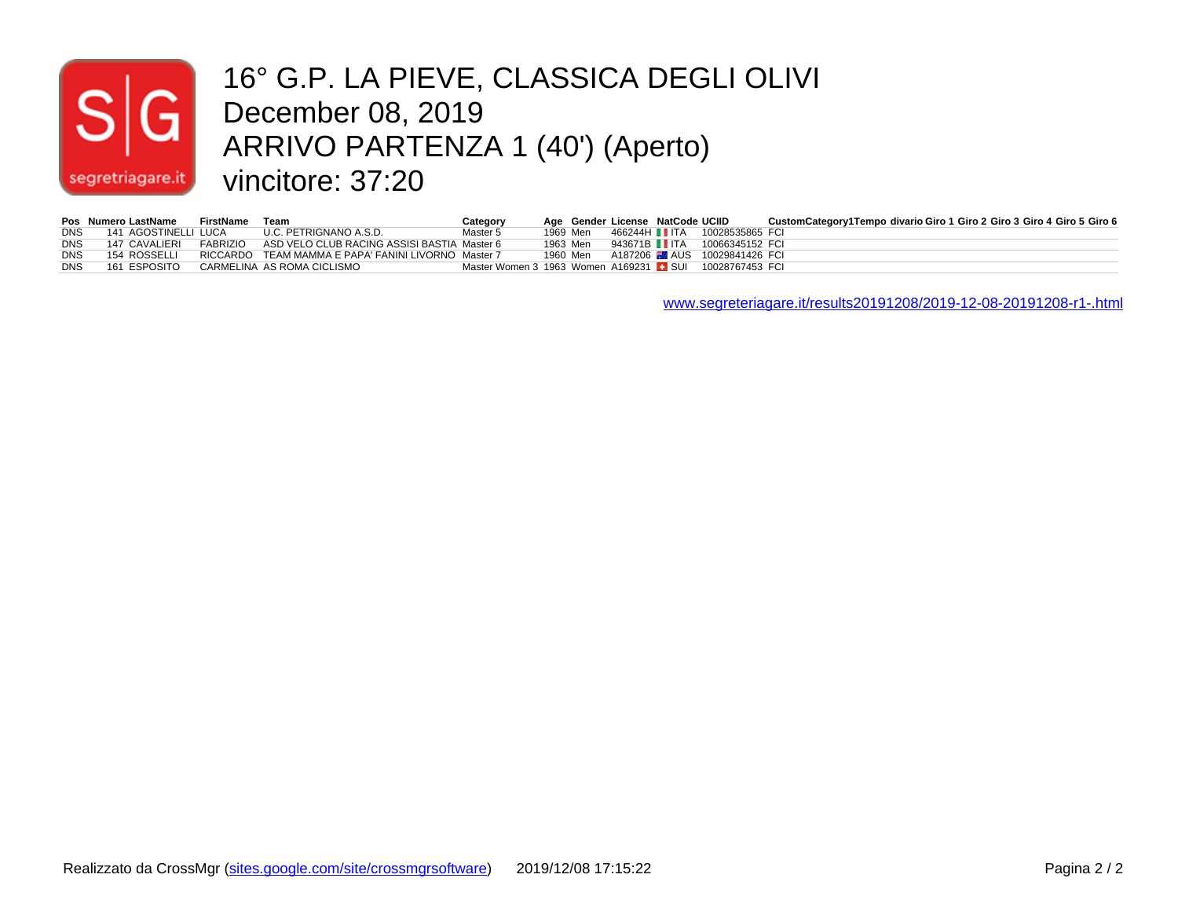# 16° G.P. LA PIEVE, CLASSICA DEGLI OLIVI

December 08, 2019

ARRIVO PARTENZA 1 (40') (Aperto)

vincitore: 37:20

| Pos | Numero | LastName | FirstName | Team | Category | Age | Gender | License | NatCode | UCIID | CustomCategory1 | Tempo | divario | Giro 1 | Giro 2 | Giro 3 | Giro 4 | Giro 5 | Giro 6 |
|---|---|---|---|---|---|---|---|---|---|---|---|---|---|---|---|---|---|---|---|
| DNS | 141 | AGOSTINELLI | LUCA | U.C. PETRIGNANO A.S.D. | Master 5 | 1969 | Men | 466244H | ITA | 10028535865 | FCI | | | | | | | | |
| DNS | 147 | CAVALIERI | FABRIZIO | ASD VELO CLUB RACING ASSISI BASTIA | Master 6 | 1963 | Men | 943671B | ITA | 10066345152 | FCI | | | | | | | | |
| DNS | 154 | ROSSELLI | RICCARDO | TEAM MAMMA E PAPA' FANINI LIVORNO | Master 7 | 1960 | Men | A187206 | AUS | 10029841426 | FCI | | | | | | | | |
| DNS | 161 | ESPOSITO | CARMELINA | AS ROMA CICLISMO | Master Women 3 | 1963 | Women | A169231 | SUI | 10028767453 | FCI | | | | | | | | |

www.segreteriagare.it/results20191208/2019-12-08-20191208-r1-.html

Realizzato da CrossMgr (sites.google.com/site/crossmgrsoftware) 2019/12/08 17:15:22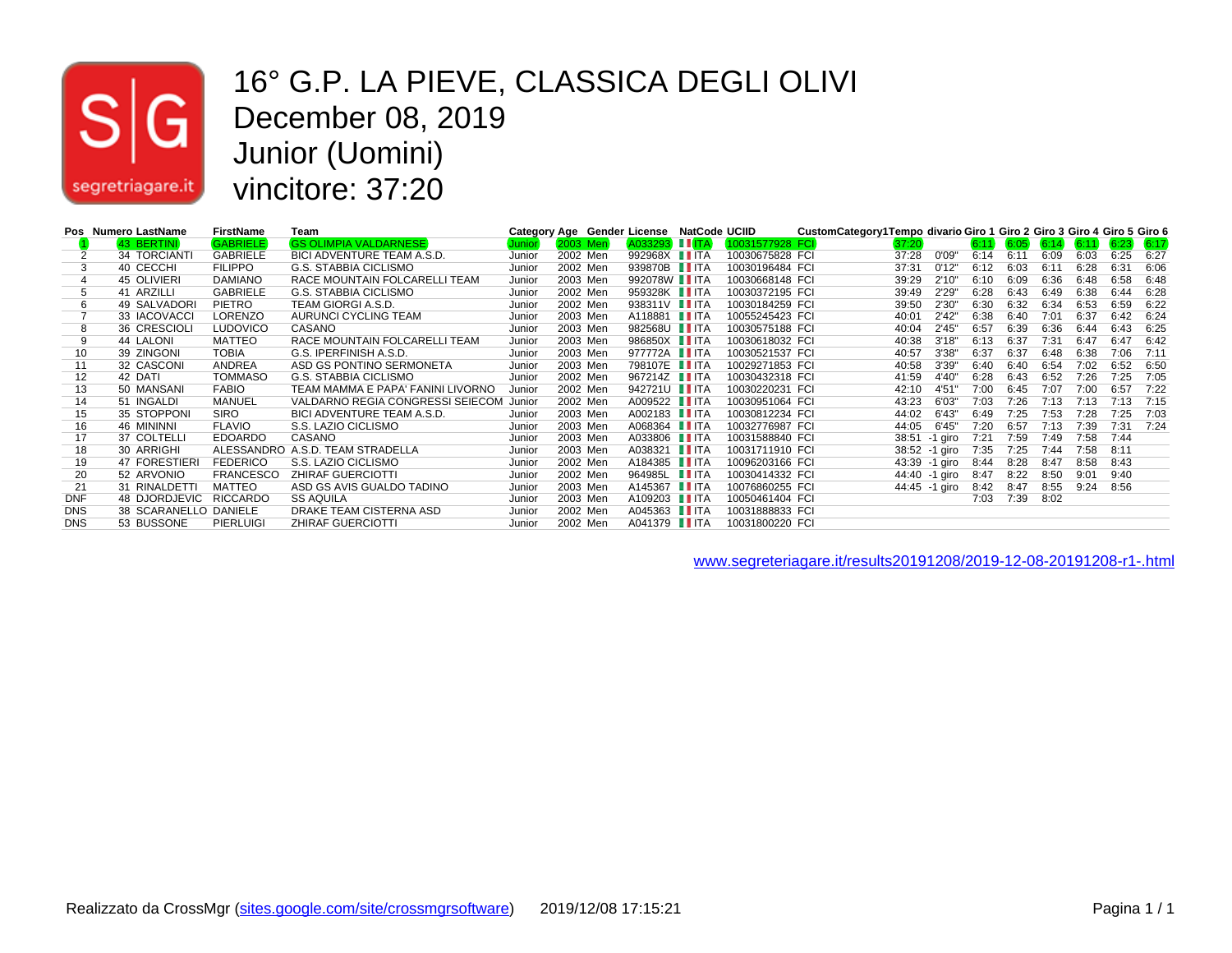# 16° G.P. LA PIEVE, CLASSICA DEGLI OLIVI
# December 08, 2019
# Junior (Uomini)
# vincitore: 37:20

| Pos | Numero | LastName | FirstName | Team | Category | Age | Gender | License | NatCode | UCIID | | CustomCategory1 | Tempo | divario | Giro 1 | Giro 2 | Giro 3 | Giro 4 | Giro 5 | Giro 6 |
|---|---|---|---|---|---|---|---|---|---|---|---|---|---|---|---|---|---|---|---|---|
| 1 | 43 | BERTINI | GABRIELE | GS OLIMPIA VALDARNESE | Junior | 2003 | Men | A033293 | ITA | 10031577928 | FCI | | 37:20 | | 6:11 | 6:05 | 6:14 | 6:11 | 6:23 | 6:17 |
| 2 | 34 | TORCIANTI | GABRIELE | BICI ADVENTURE TEAM A.S.D. | Junior | 2002 | Men | 992968X | ITA | 10030675828 | FCI | | 37:28 | 0'09" | 6:14 | 6:11 | 6:09 | 6:03 | 6:25 | 6:27 |
| 3 | 40 | CECCHI | FILIPPO | G.S. STABBIA CICLISMO | Junior | 2002 | Men | 939870B | ITA | 10030196484 | FCI | | 37:31 | 0'12" | 6:12 | 6:03 | 6:11 | 6:28 | 6:31 | 6:06 |
| 4 | 45 | OLIVIERI | DAMIANO | RACE MOUNTAIN FOLCARELLI TEAM | Junior | 2003 | Men | 992078W | ITA | 10030668148 | FCI | | 39:29 | 2'10" | 6:10 | 6:09 | 6:36 | 6:48 | 6:58 | 6:48 |
| 5 | 41 | ARZILLI | GABRIELE | G.S. STABBIA CICLISMO | Junior | 2002 | Men | 959328K | ITA | 10030372195 | FCI | | 39:49 | 2'29" | 6:28 | 6:43 | 6:49 | 6:38 | 6:44 | 6:28 |
| 6 | 49 | SALVADORI | PIETRO | TEAM GIORGI A.S.D. | Junior | 2002 | Men | 938311V | ITA | 10030184259 | FCI | | 39:50 | 2'30" | 6:30 | 6:32 | 6:34 | 6:53 | 6:59 | 6:22 |
| 7 | 33 | IACOVACCI | LORENZO | AURUNCI CYCLING TEAM | Junior | 2003 | Men | A118881 | ITA | 10055245423 | FCI | | 40:01 | 2'42" | 6:38 | 6:40 | 7:01 | 6:37 | 6:42 | 6:24 |
| 8 | 36 | CRESCIOLI | LUDOVICO | CASANO | Junior | 2003 | Men | 982568U | ITA | 10030575188 | FCI | | 40:04 | 2'45" | 6:57 | 6:39 | 6:36 | 6:44 | 6:43 | 6:25 |
| 9 | 44 | LALONI | MATTEO | RACE MOUNTAIN FOLCARELLI TEAM | Junior | 2003 | Men | 986850X | ITA | 10030618032 | FCI | | 40:38 | 3'18" | 6:13 | 6:37 | 7:31 | 6:47 | 6:47 | 6:42 |
| 10 | 39 | ZINGONI | TOBIA | G.S. IPERFINISH A.S.D. | Junior | 2003 | Men | 977772A | ITA | 10030521537 | FCI | | 40:57 | 3'38" | 6:37 | 6:37 | 6:48 | 6:38 | 7:06 | 7:11 |
| 11 | 32 | CASCONI | ANDREA | ASD GS PONTINO SERMONETA | Junior | 2003 | Men | 798107E | ITA | 10029271853 | FCI | | 40:58 | 3'39" | 6:40 | 6:40 | 6:54 | 7:02 | 6:52 | 6:50 |
| 12 | 42 | DATI | TOMMASO | G.S. STABBIA CICLISMO | Junior | 2002 | Men | 967214Z | ITA | 10030432318 | FCI | | 41:59 | 4'40" | 6:28 | 6:43 | 6:52 | 7:26 | 7:25 | 7:05 |
| 13 | 50 | MANSANI | FABIO | TEAM MAMMA E PAPA' FANINI LIVORNO | Junior | 2002 | Men | 942721U | ITA | 10030220231 | FCI | | 42:10 | 4'51" | 7:00 | 6:45 | 7:07 | 7:00 | 6:57 | 7:22 |
| 14 | 51 | INGALDI | MANUEL | VALDARNO REGIA CONGRESSI SEIECOM | Junior | 2002 | Men | A009522 | ITA | 10030951064 | FCI | | 43:23 | 6'03" | 7:03 | 7:26 | 7:13 | 7:13 | 7:13 | 7:15 |
| 15 | 35 | STOPPONI | SIRO | BICI ADVENTURE TEAM A.S.D. | Junior | 2003 | Men | A002183 | ITA | 10030812234 | FCI | | 44:02 | 6'43" | 6:49 | 7:25 | 7:53 | 7:28 | 7:25 | 7:03 |
| 16 | 46 | MININNI | FLAVIO | S.S. LAZIO CICLISMO | Junior | 2003 | Men | A068364 | ITA | 10032776987 | FCI | | 44:05 | 6'45" | 7:20 | 6:57 | 7:13 | 7:39 | 7:31 | 7:24 |
| 17 | 37 | COLTELLI | EDOARDO | CASANO | Junior | 2003 | Men | A033806 | ITA | 10031588840 | FCI | | 38:51 | -1 giro | 7:21 | 7:59 | 7:49 | 7:58 | 7:44 | |
| 18 | 30 | ARRIGHI | ALESSANDRO | A.S.D. TEAM STRADELLA | Junior | 2003 | Men | A038321 | ITA | 10031711910 | FCI | | 38:52 | -1 giro | 7:35 | 7:25 | 7:44 | 7:58 | 8:11 | |
| 19 | 47 | FORESTIERI | FEDERICO | S.S. LAZIO CICLISMO | Junior | 2002 | Men | A184385 | ITA | 10096203166 | FCI | | 43:39 | -1 giro | 8:44 | 8:28 | 8:47 | 8:58 | 8:43 | |
| 20 | 52 | ARVONIO | FRANCESCO | ZHIRAF GUERCIOTTI | Junior | 2002 | Men | 964985L | ITA | 10030414332 | FCI | | 44:40 | -1 giro | 8:47 | 8:22 | 8:50 | 9:01 | 9:40 | |
| 21 | 31 | RINALDETTI | MATTEO | ASD GS AVIS GUALDO TADINO | Junior | 2003 | Men | A145367 | ITA | 10076860255 | FCI | | 44:45 | -1 giro | 8:42 | 8:47 | 8:55 | 9:24 | 8:56 | |
| DNF | 48 | DJORDJEVIC | RICCARDO | SS AQUILA | Junior | 2003 | Men | A109203 | ITA | 10050461404 | FCI | | | | 7:03 | 7:39 | 8:02 | | | |
| DNS | 38 | SCARANELLO | DANIELE | DRAKE TEAM CISTERNA ASD | Junior | 2002 | Men | A045363 | ITA | 10031888833 | FCI | | | | | | | | | |
| DNS | 53 | BUSSONE | PIERLUIGI | ZHIRAF GUERCIOTTI | Junior | 2002 | Men | A041379 | ITA | 10031800220 | FCI | | | | | | | | | |

www.segreteriagare.it/results20191208/2019-12-08-20191208-r1-.html

Realizzato da CrossMgr (sites.google.com/site/crossmgrsoftware) 2019/12/08 17:15:21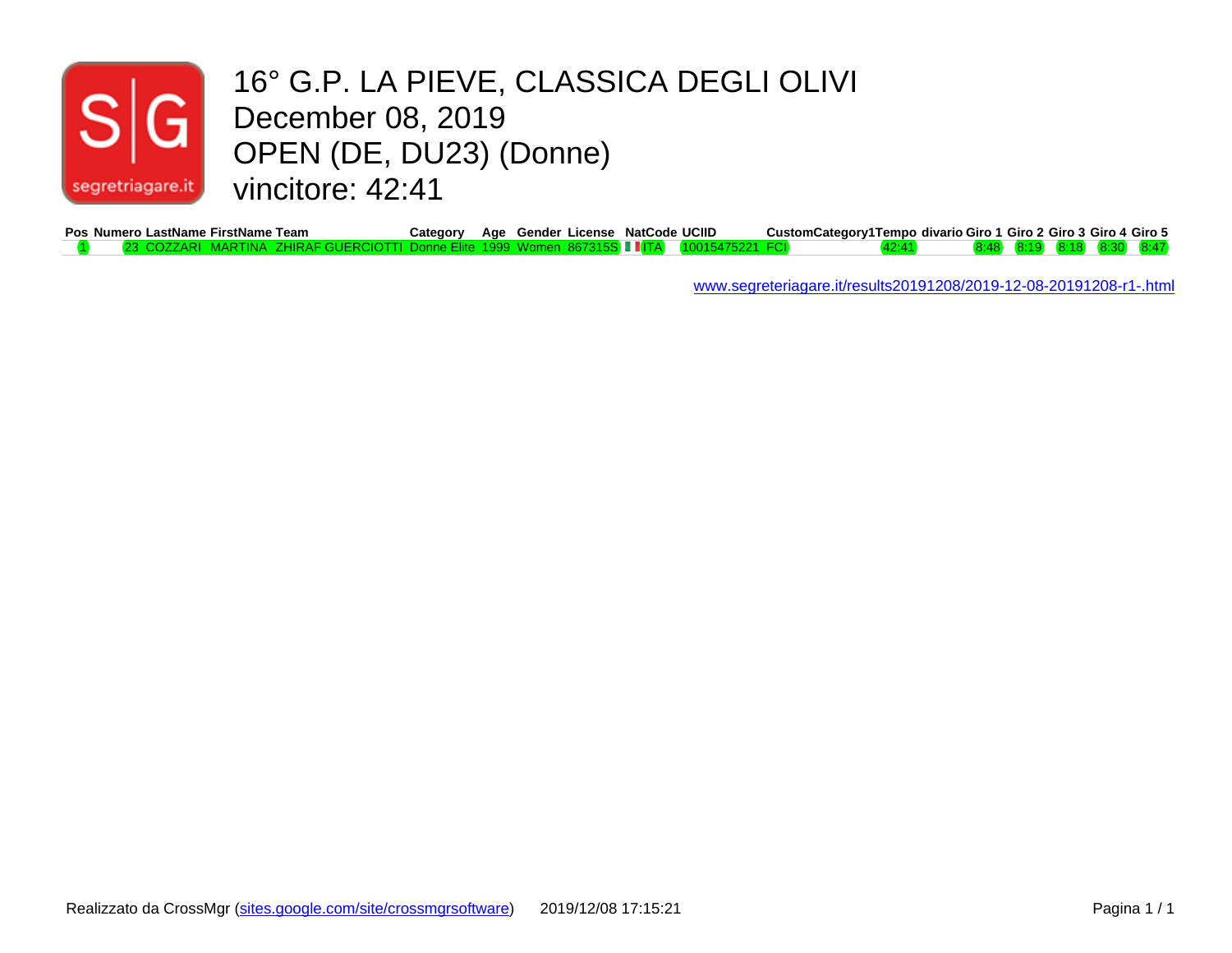# 16° G.P. LA PIEVE, CLASSICA DEGLI OLIVI

December 08, 2019

OPEN (DE, DU23) (Donne)

vincitore: 42:41

| Pos | Numero | LastName | FirstName | Team | Category | Age | Gender | License | NatCode | UCIID | CustomCategory1 | Tempo | divario | Giro 1 | Giro 2 | Giro 3 | Giro 4 | Giro 5 |
|---|---|---|---|---|---|---|---|---|---|---|---|---|---|---|---|---|---|---|
| 1 | 23 | COZZARI | MARTINA | ZHIRAF GUERCIOTTI | Donne Elite | 1999 | Women | 867315S | ITA | 10015475221 | FCI | 42:41 | | 8:48 | 8:19 | 8:18 | 8:30 | 8:47 |

www.segreteriagare.it/results20191208/2019-12-08-20191208-r1-.html

Realizzato da CrossMgr (sites.google.com/site/crossmgrsoftware) 2019/12/08 17:15:21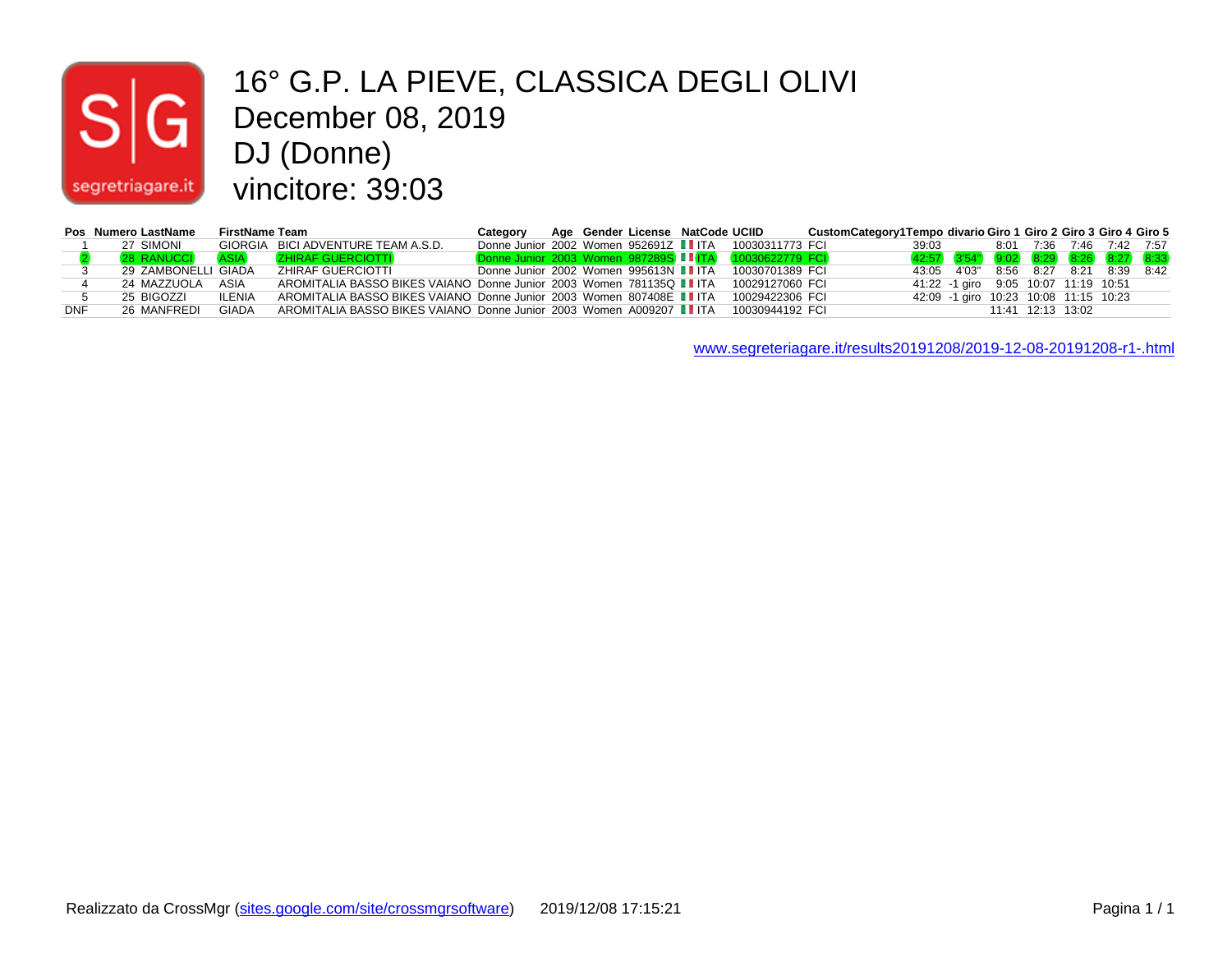# 16° G.P. LA PIEVE, CLASSICA DEGLI OLIVI

December 08, 2019

DJ (Donne)

vincitore: 39:03

| Pos | Numero | LastName | FirstName | Team | Category | Age | Gender | License | NatCode | UCIID | CustomCategory1 | Tempo | divario | Giro 1 | Giro 2 | Giro 3 | Giro 4 | Giro 5 |
|---|---|---|---|---|---|---|---|---|---|---|---|---|---|---|---|---|---|---|
| 1 | 27 | SIMONI | GIORGIA | BICI ADVENTURE TEAM A.S.D. | Donne Junior | 2002 | Women | 952691Z | ITA | 10030311773 | FCI | 39:03 | | 8:01 | 7:36 | 7:46 | 7:42 | 7:57 |
| 2 | 28 | RANUCCI | ASIA | ZHIRAF GUERCIOTTI | Donne Junior | 2003 | Women | 987289S | ITA | 10030622779 | FCI | 42:57 | 3'54" | 9:02 | 8:29 | 8:26 | 8:27 | 8:33 |
| 3 | 29 | ZAMBONELLI | GIADA | ZHIRAF GUERCIOTTI | Donne Junior | 2002 | Women | 995613N | ITA | 10030701389 | FCI | 43:05 | 4'03" | 8:56 | 8:27 | 8:21 | 8:39 | 8:42 |
| 4 | 24 | MAZZUOLA | ASIA | AROMITALIA BASSO BIKES VAIANO | Donne Junior | 2003 | Women | 781135Q | ITA | 10029127060 | FCI | 41:22 | -1 giro | 9:05 | 10:07 | 11:19 | 10:51 | |
| 5 | 25 | BIGOZZI | ILENIA | AROMITALIA BASSO BIKES VAIANO | Donne Junior | 2003 | Women | 807408E | ITA | 10029422306 | FCI | 42:09 | -1 giro | 10:23 | 10:08 | 11:15 | 10:23 | |
| DNF | 26 | MANFREDI | GIADA | AROMITALIA BASSO BIKES VAIANO | Donne Junior | 2003 | Women | A009207 | ITA | 10030944192 | FCI | | | 11:41 | 12:13 | 13:02 | | |

www.segreteriagare.it/results20191208/2019-12-08-20191208-r1-.html

Realizzato da CrossMgr (sites.google.com/site/crossmgrsoftware) 2019/12/08 17:15:21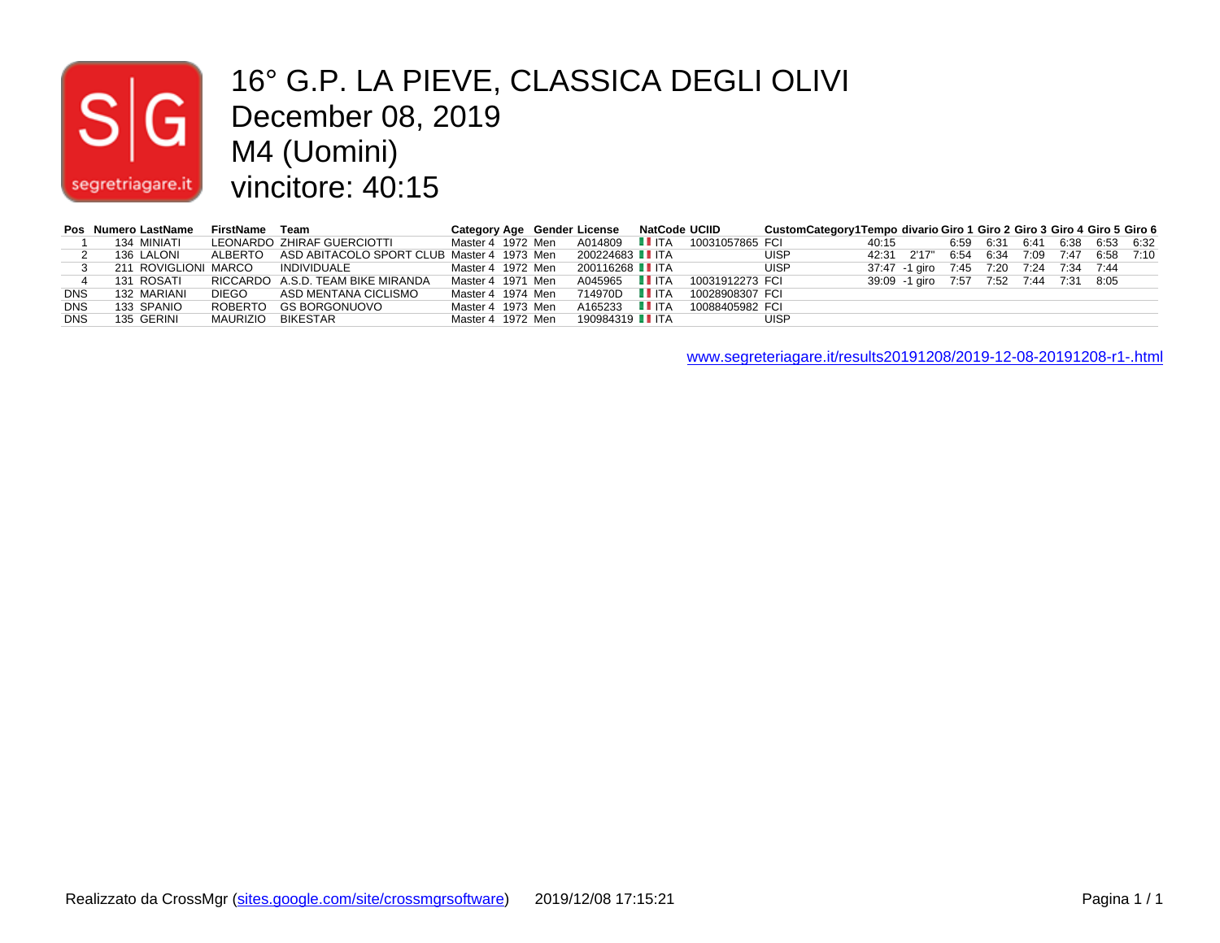# 16° G.P. LA PIEVE, CLASSICA DEGLI OLIVI

December 08, 2019

M4 (Uomini)

vincitore: 40:15

| Pos | Numero | LastName | FirstName | Team | Category | Age | Gender | License | NatCode | UCIID | CustomCategory1 | Tempo | divario | Giro 1 | Giro 2 | Giro 3 | Giro 4 | Giro 5 | Giro 6 |
|---|---|---|---|---|---|---|---|---|---|---|---|---|---|---|---|---|---|---|---|
| 1 | 134 | MINIATI | LEONARDO | ZHIRAF GUERCIOTTI | Master 4 | 1972 | Men | A014809 | ITA | 10031057865 | FCI | 40:15 | | 6:59 | 6:31 | 6:41 | 6:38 | 6:53 | 6:32 |
| 2 | 136 | LALONI | ALBERTO | ASD ABITACOLO SPORT CLUB | Master 4 | 1973 | Men | 200224683 | ITA | | UISP | 42:31 | 2'17" | 6:54 | 6:34 | 7:09 | 7:47 | 6:58 | 7:10 |
| 3 | 211 | ROVIGLIONI | MARCO | INDIVIDUALE | Master 4 | 1972 | Men | 200116268 | ITA | | UISP | 37:47 | -1 giro | 7:45 | 7:20 | 7:24 | 7:34 | 7:44 | |
| 4 | 131 | ROSATI | RICCARDO | A.S.D. TEAM BIKE MIRANDA | Master 4 | 1971 | Men | A045965 | ITA | 10031912273 | FCI | 39:09 | -1 giro | 7:57 | 7:52 | 7:44 | 7:31 | 8:05 | |
| DNS | 132 | MARIANI | DIEGO | ASD MENTANA CICLISMO | Master 4 | 1974 | Men | 714970D | ITA | 10028908307 | FCI | | | | | | | | |
| DNS | 133 | SPANIO | ROBERTO | GS BORGONUOVO | Master 4 | 1973 | Men | A165233 | ITA | 10088405982 | FCI | | | | | | | | |
| DNS | 135 | GERINI | MAURIZIO | BIKESTAR | Master 4 | 1972 | Men | 190984319 | ITA | | UISP | | | | | | | | |

www.segreteriagare.it/results20191208/2019-12-08-20191208-r1-.html

Realizzato da CrossMgr (sites.google.com/site/crossmgrsoftware) 2019/12/08 17:15:21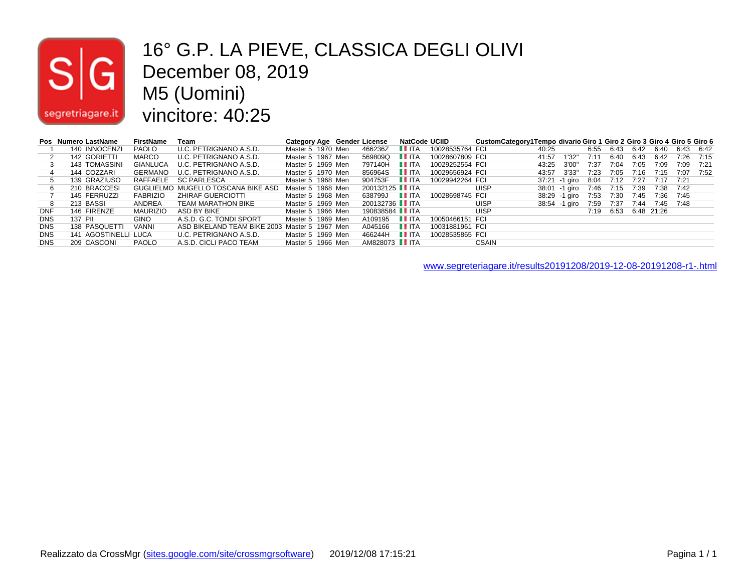# 16° G.P. LA PIEVE, CLASSICA DEGLI OLIVI

December 08, 2019

M5 (Uomini)

vincitore: 40:25

| Pos | Numero | LastName | FirstName | Team | Category | Age | Gender | License | NatCode | UCIID | CustomCategory1 | Tempo | divario | Giro 1 | Giro 2 | Giro 3 | Giro 4 | Giro 5 | Giro 6 |
|---|---|---|---|---|---|---|---|---|---|---|---|---|---|---|---|---|---|---|---|
| 1 | 140 | INNOCENZI | PAOLO | U.C. PETRIGNANO A.S.D. | Master 5 | 1970 | Men | 466236Z | ITA | 10028535764 | FCI | 40:25 | | 6:55 | 6:43 | 6:42 | 6:40 | 6:43 | 6:42 |
| 2 | 142 | GORIETTI | MARCO | U.C. PETRIGNANO A.S.D. | Master 5 | 1967 | Men | 569809Q | ITA | 10028607809 | FCI | 41:57 | 1'32" | 7:11 | 6:40 | 6:43 | 6:42 | 7:26 | 7:15 |
| 3 | 143 | TOMASSINI | GIANLUCA | U.C. PETRIGNANO A.S.D. | Master 5 | 1969 | Men | 797140H | ITA | 10029252554 | FCI | 43:25 | 3'00" | 7:37 | 7:04 | 7:05 | 7:09 | 7:09 | 7:21 |
| 4 | 144 | COZZARI | GERMANO | U.C. PETRIGNANO A.S.D. | Master 5 | 1970 | Men | 856964S | ITA | 10029656924 | FCI | 43:57 | 3'33" | 7:23 | 7:05 | 7:16 | 7:15 | 7:07 | 7:52 |
| 5 | 139 | GRAZIUSO | RAFFAELE | SC PARLESCA | Master 5 | 1968 | Men | 904753F | ITA | 10029942264 | FCI | 37:21 | -1 giro | 8:04 | 7:12 | 7:27 | 7:17 | 7:21 | |
| 6 | 210 | BRACCESI | GUGLIELMO | MUGELLO TOSCANA BIKE ASD | Master 5 | 1968 | Men | 200132125 | ITA | | UISP | 38:01 | -1 giro | 7:46 | 7:15 | 7:39 | 7:38 | 7:42 | |
| 7 | 145 | FERRUZZI | FABRIZIO | ZHIRAF GUERCIOTTI | Master 5 | 1968 | Men | 638799J | ITA | 10028698745 | FCI | 38:29 | -1 giro | 7:53 | 7:30 | 7:45 | 7:36 | 7:45 | |
| 8 | 213 | BASSI | ANDREA | TEAM MARATHON BIKE | Master 5 | 1969 | Men | 200132736 | ITA | | UISP | 38:54 | -1 giro | 7:59 | 7:37 | 7:44 | 7:45 | 7:48 | |
| DNF | 146 | FIRENZE | MAURIZIO | ASD BY BIKE | Master 5 | 1966 | Men | 190838584 | ITA | | UISP | | | 7:19 | 6:53 | 6:48 | 21:26 | | |
| DNS | 137 | PII | GINO | A.S.D. G.C. TONDI SPORT | Master 5 | 1969 | Men | A109195 | ITA | 10050466151 | FCI | | | | | | | | |
| DNS | 138 | PASQUETTI | VANNI | ASD BIKELAND TEAM BIKE 2003 | Master 5 | 1967 | Men | A045166 | ITA | 10031881961 | FCI | | | | | | | | |
| DNS | 141 | AGOSTINELLI | LUCA | U.C. PETRIGNANO A.S.D. | Master 5 | 1969 | Men | 466244H | ITA | 10028535865 | FCI | | | | | | | | |
| DNS | 209 | CASCONI | PAOLO | A.S.D. CICLI PACO TEAM | Master 5 | 1966 | Men | AM828073 | ITA | | CSAIN | | | | | | | | |

www.segreteriagare.it/results20191208/2019-12-08-20191208-r1-.html

Realizzato da CrossMgr (sites.google.com/site/crossmgrsoftware) 2019/12/08 17:15:21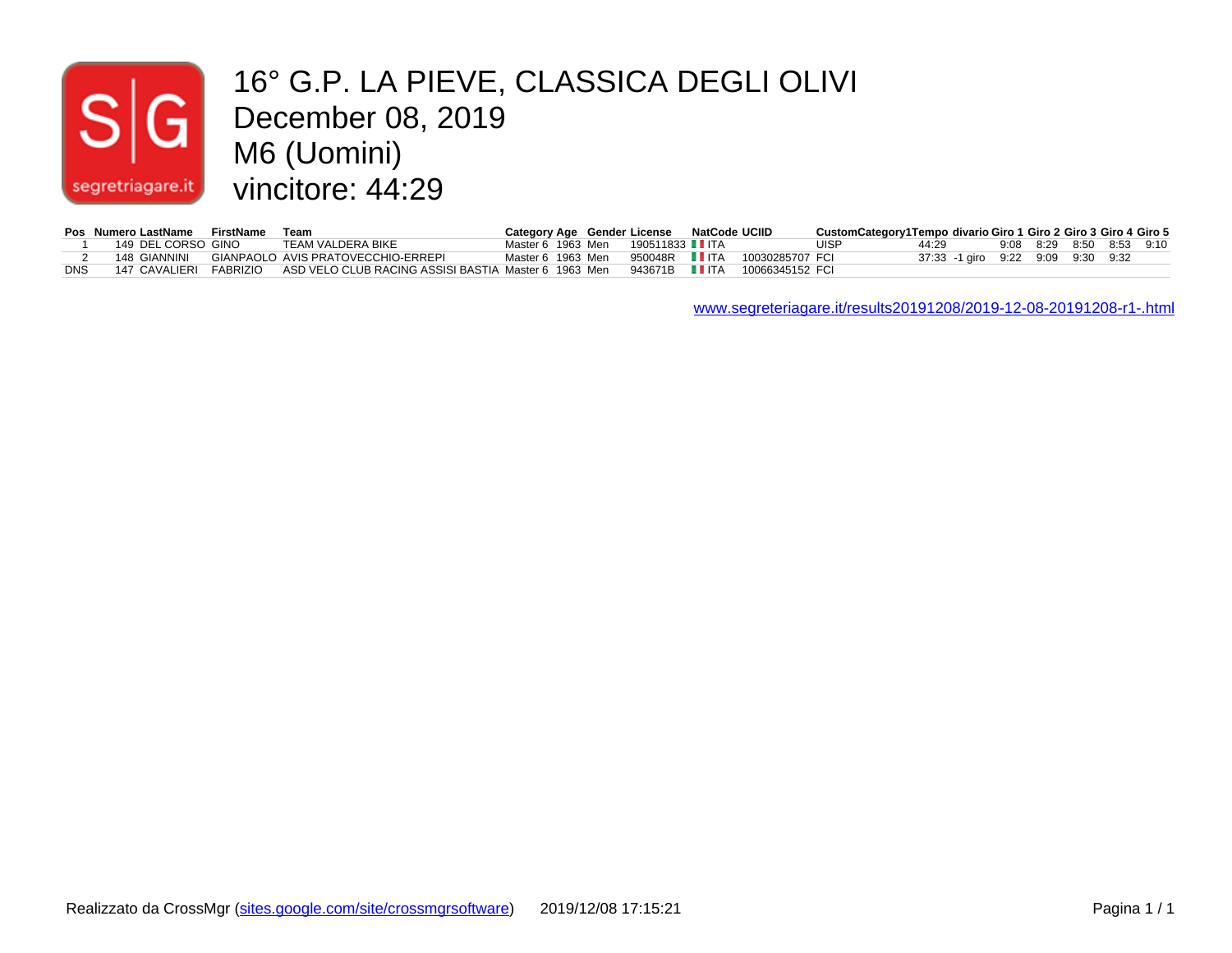# 16° G.P. LA PIEVE, CLASSICA DEGLI OLIVI

December 08, 2019

M6 (Uomini)

vincitore: 44:29

| Pos | Numero | LastName | FirstName | Team | Category | Age | Gender | License | NatCode | UCIID | CustomCategory1 | Tempo | divario | Giro 1 | Giro 2 | Giro 3 | Giro 4 | Giro 5 |
|---|---|---|---|---|---|---|---|---|---|---|---|---|---|---|---|---|---|---|
| 1 | 149 | DEL CORSO | GINO | TEAM VALDERA BIKE | Master 6 | 1963 | Men | 190511833 | ITA | | UISP | 44:29 | | 9:08 | 8:29 | 8:50 | 8:53 | 9:10 |
| 2 | 148 | GIANNINI | GIANPAOLO | AVIS PRATOVECCHIO-ERREPI | Master 6 | 1963 | Men | 950048R | ITA | 10030285707 | FCI | 37:33 | -1 giro | 9:22 | 9:09 | 9:30 | 9:32 | |
| DNS | 147 | CAVALIERI | FABRIZIO | ASD VELO CLUB RACING ASSISI BASTIA | Master 6 | 1963 | Men | 943671B | ITA | 10066345152 | FCI | | | | | | | |

[www.segreteriagare.it/results20191208/2019-12-08-20191208-r1-.html](www.segreteriagare.it/results20191208/2019-12-08-20191208-r1-.html)

Realizzato da CrossMgr ([sites.google.com/site/crossmgrsoftware](sites.google.com/site/crossmgrsoftware)) 2019/12/08 17:15:21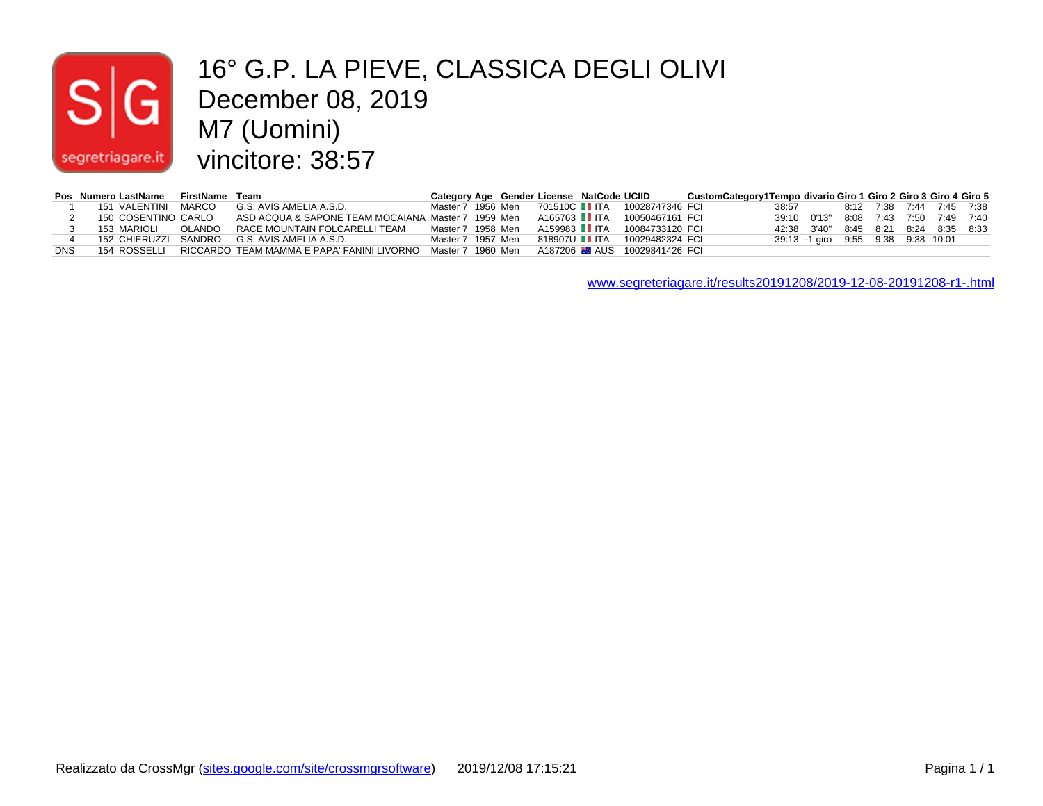# 16° G.P. LA PIEVE, CLASSICA DEGLI OLIVI

December 08, 2019

M7 (Uomini)

vincitore: 38:57

| Pos | Numero | LastName | FirstName | Team | Category | Age | Gender | License | NatCode | UCIID | CustomCategory1 | Tempo | divario | Giro 1 | Giro 2 | Giro 3 | Giro 4 | Giro 5 |
|---|---|---|---|---|---|---|---|---|---|---|---|---|---|---|---|---|---|---|
| 1 | 151 | VALENTINI | MARCO | G.S. AVIS AMELIA A.S.D. | Master 7 | 1956 | Men | 701510C | ITA | 10028747346 | FCI | 38:57 | | 8:12 | 7:38 | 7:44 | 7:45 | 7:38 |
| 2 | 150 | COSENTINO | CARLO | ASD ACQUA & SAPONE TEAM MOCAIANA | Master 7 | 1959 | Men | A165763 | ITA | 10050467161 | FCI | 39:10 | 0'13" | 8:08 | 7:43 | 7:50 | 7:49 | 7:40 |
| 3 | 153 | MARIOLI | OLANDO | RACE MOUNTAIN FOLCARELLI TEAM | Master 7 | 1958 | Men | A159983 | ITA | 10084733120 | FCI | 42:38 | 3'40" | 8:45 | 8:21 | 8:24 | 8:35 | 8:33 |
| 4 | 152 | CHIERUZZI | SANDRO | G.S. AVIS AMELIA A.S.D. | Master 7 | 1957 | Men | 818907U | ITA | 10029482324 | FCI | 39:13 | -1 giro | 9:55 | 9:38 | 9:38 | 10:01 | |
| DNS | 154 | ROSSELLI | RICCARDO | TEAM MAMMA E PAPA' FANINI LIVORNO | Master 7 | 1960 | Men | A187206 | AUS | 10029841426 | FCI | | | | | | | |

www.segreteriagare.it/results20191208/2019-12-08-20191208-r1-.html

Realizzato da CrossMgr (sites.google.com/site/crossmgrsoftware) 2019/12/08 17:15:21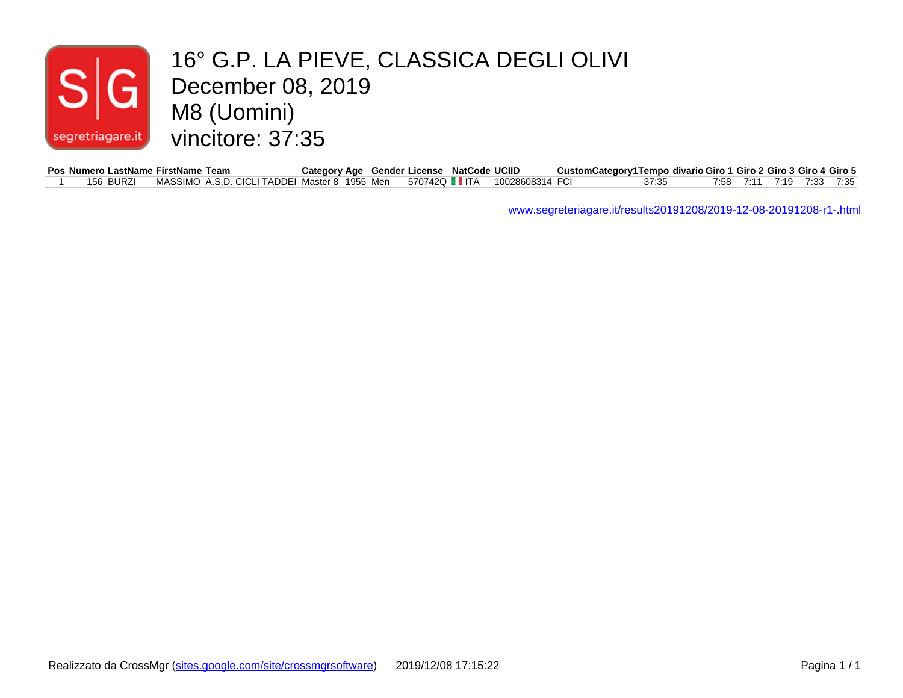# 16° G.P. LA PIEVE, CLASSICA DEGLI OLIVI

December 08, 2019

M8 (Uomini)

vincitore: 37:35

| Pos | Numero | LastName | FirstName | Team | Category | Age | Gender | License | NatCode | UCIID | CustomCategory1 | Tempo | divario | Giro 1 | Giro 2 | Giro 3 | Giro 4 | Giro 5 |
|---|---|---|---|---|---|---|---|---|---|---|---|---|---|---|---|---|---|---|
| 1 | 156 | BURZI | MASSIMO | A.S.D. CICLI TADDEI | Master 8 | 1955 | Men | 570742Q | ITA | 10028608314 | FCI | 37:35 | | 7:58 | 7:11 | 7:19 | 7:33 | 7:35 |

www.segreteriagare.it/results20191208/2019-12-08-20191208-r1-.html

Realizzato da CrossMgr (sites.google.com/site/crossmgrsoftware) 2019/12/08 17:15:22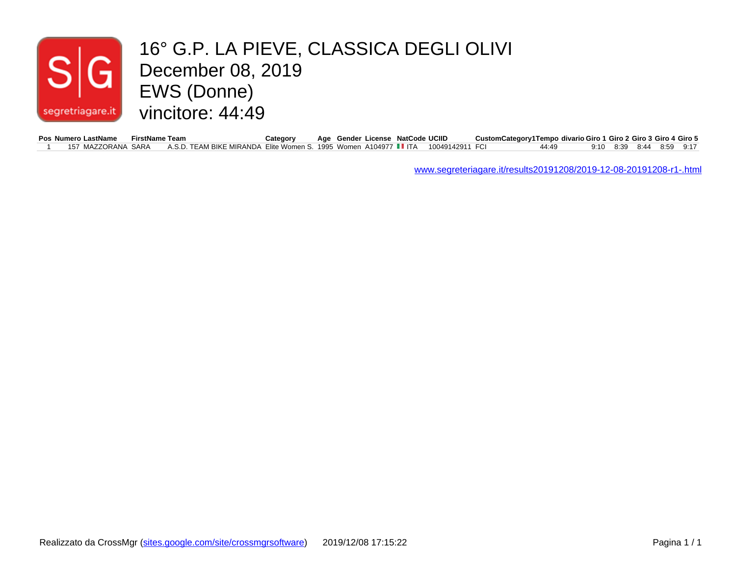# 16° G.P. LA PIEVE, CLASSICA DEGLI OLIVI

December 08, 2019

EWS (Donne)

vincitore: 44:49

| Pos | Numero | LastName | FirstName | Team | Category | Age | Gender | License | NatCode | UCIID | CustomCategory1 | Tempo | divario | Giro 1 | Giro 2 | Giro 3 | Giro 4 | Giro 5 |
|---|---|---|---|---|---|---|---|---|---|---|---|---|---|---|---|---|---|---|
| 1 | 157 | MAZZORANA | SARA | A.S.D. TEAM BIKE MIRANDA | Elite Women S. | 1995 | Women | A104977 | ITA | 10049142911 | FCI | 44:49 | | 9:10 | 8:39 | 8:44 | 8:59 | 9:17 |

www.segreteriagare.it/results20191208/2019-12-08-20191208-r1-.html

Realizzato da CrossMgr (sites.google.com/site/crossmgrsoftware) 2019/12/08 17:15:22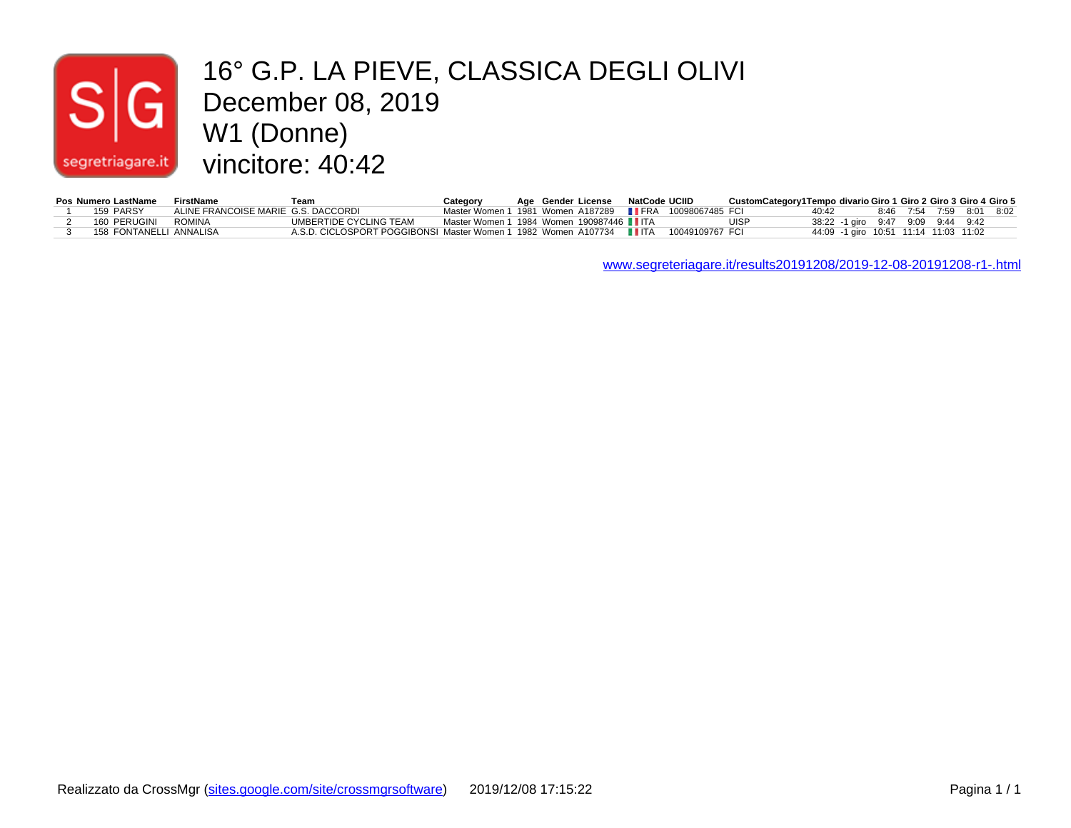# 16° G.P. LA PIEVE, CLASSICA DEGLI OLIVI

## December 08, 2019

## W1 (Donne)

## vincitore: 40:42

| Pos | Numero | LastName | FirstName | Team | Category | Age | Gender | License | NatCode | UCIID | CustomCategory1 | Tempo | divario | Giro 1 | Giro 2 | Giro 3 | Giro 4 | Giro 5 |
|---|---|---|---|---|---|---|---|---|---|---|---|---|---|---|---|---|---|---|
| 1 | 159 | PARSY | ALINE FRANCOISE MARIE | G.S. DACCORDI | Master Women 1 | 1981 | Women | A187289 | FRA | 10098067485 | FCI | 40:42 | | 8:46 | 7:54 | 7:59 | 8:01 | 8:02 |
| 2 | 160 | PERUGINI | ROMINA | UMBERTIDE CYCLING TEAM | Master Women 1 | 1984 | Women | 190987446 | ITA | | UISP | 38:22 | -1 giro | 9:47 | 9:09 | 9:44 | 9:42 | |
| 3 | 158 | FONTANELLI | ANNALISA | A.S.D. CICLOSPORT POGGIBONSI | Master Women 1 | 1982 | Women | A107734 | ITA | 10049109767 | FCI | 44:09 | -1 giro | 10:51 | 11:14 | 11:03 | 11:02 | |

www.segreteriagare.it/results20191208/2019-12-08-20191208-r1-.html

Realizzato da CrossMgr (sites.google.com/site/crossmgrsoftware) 2019/12/08 17:15:22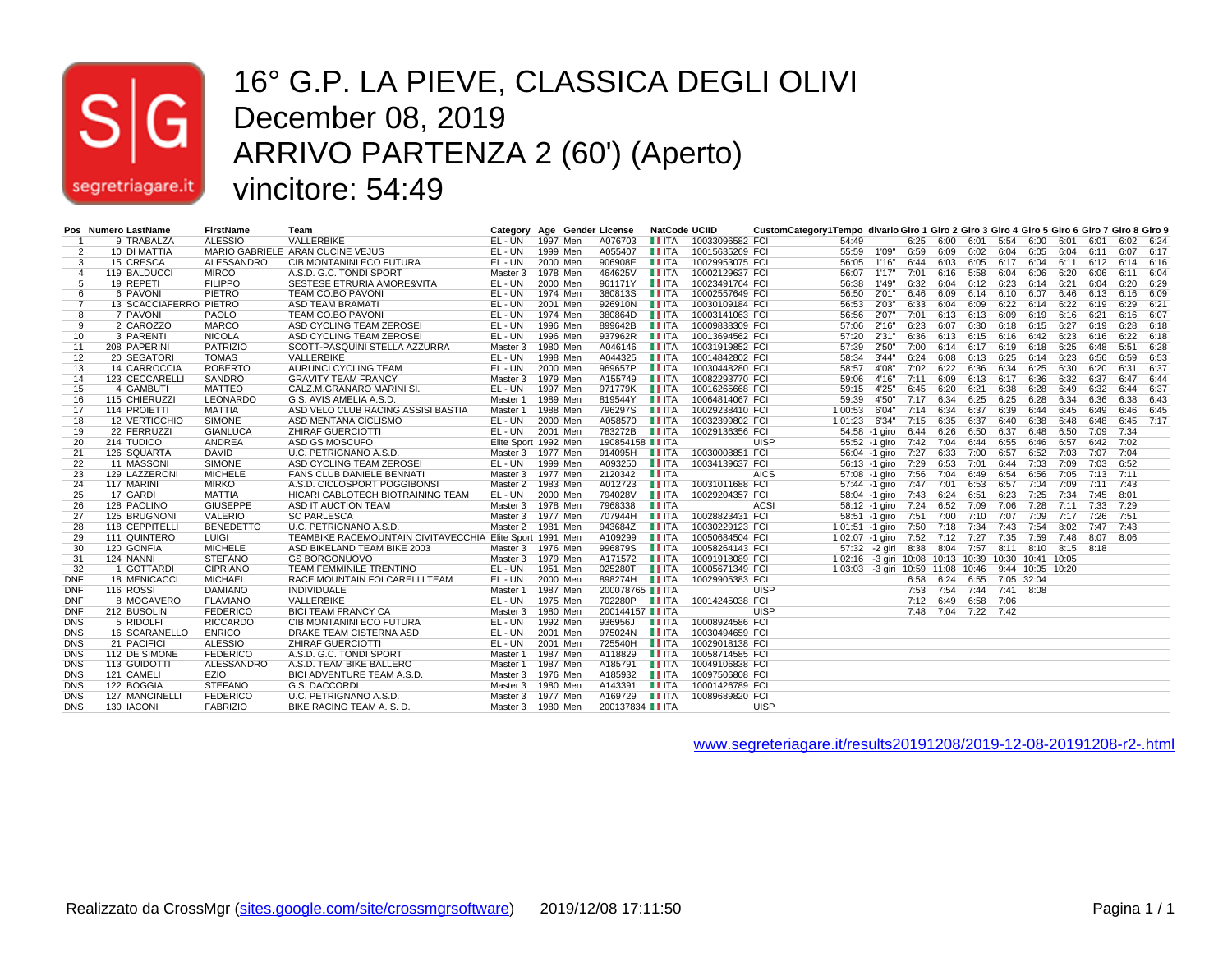# 16° G.P. LA PIEVE, CLASSICA DEGLI OLIVI

# December 08, 2019

# ARRIVO PARTENZA 2 (60') (Aperto)

# vincitore: 54:49

| Pos | Numero | LastName | FirstName | Team | Category | Age | Gender | License | NatCode | UCIID | CustomCategory1 | Tempo | divario | Giro 1 | Giro 2 | Giro 3 | Giro 4 | Giro 5 | Giro 6 | Giro 7 | Giro 8 | Giro 9 |
|---|---|---|---|---|---|---|---|---|---|---|---|---|---|---|---|---|---|---|---|---|---|---|
| 1 | 9 | TRABALZA | ALESSIO | VALLERBIKE | EL - UN | 1997 | Men | A076703 | ITA | 10033096582 | FCI | 54:49 | | 6:25 | 6:00 | 6:01 | 5:54 | 6:00 | 6:01 | 6:01 | 6:02 | 6:24 |
| 2 | 10 | DI MATTIA | MARIO GABRIELE | ARAN CUCINE VEJUS | EL - UN | 1999 | Men | A055407 | ITA | 10015635269 | FCI | 55:59 | 1'09" | 6:59 | 6:09 | 6:02 | 6:04 | 6:05 | 6:04 | 6:11 | 6:07 | 6:17 |
| 3 | 15 | CRESCA | ALESSANDRO | CIB MONTANINI ECO FUTURA | EL - UN | 2000 | Men | 906908E | ITA | 10029953075 | FCI | 56:05 | 1'16" | 6:44 | 6:03 | 6:05 | 6:17 | 6:04 | 6:11 | 6:12 | 6:14 | 6:16 |
| 4 | 119 | BALDUCCI | MIRCO | A.S.D. G.C. TONDI SPORT | Master 3 | 1978 | Men | 464625V | ITA | 10002129637 | FCI | 56:07 | 1'17" | 7:01 | 6:16 | 5:58 | 6:04 | 6:06 | 6:20 | 6:06 | 6:11 | 6:04 |
| 5 | 19 | REPETI | FILIPPO | SESTESE ETRURIA AMORE&VITA | EL - UN | 2000 | Men | 961171Y | ITA | 10023491764 | FCI | 56:38 | 1'49" | 6:32 | 6:04 | 6:12 | 6:23 | 6:14 | 6:21 | 6:04 | 6:20 | 6:29 |
| 6 | 6 | PAVONI | PIETRO | TEAM CO.BO PAVONI | EL - UN | 1974 | Men | 380813S | ITA | 10002557649 | FCI | 56:50 | 2'01" | 6:46 | 6:09 | 6:14 | 6:10 | 6:07 | 6:46 | 6:13 | 6:16 | 6:09 |
| 7 | 13 | SCACCIAFERRO | PIETRO | ASD TEAM BRAMATI | EL - UN | 2001 | Men | 926910N | ITA | 10030109184 | FCI | 56:53 | 2'03" | 6:33 | 6:04 | 6:09 | 6:22 | 6:14 | 6:22 | 6:19 | 6:29 | 6:21 |
| 8 | 7 | PAVONI | PAOLO | TEAM CO.BO PAVONI | EL - UN | 1974 | Men | 380864D | ITA | 10003141063 | FCI | 56:56 | 2'07" | 7:01 | 6:13 | 6:13 | 6:09 | 6:19 | 6:16 | 6:21 | 6:16 | 6:07 |
| 9 | 2 | CAROZZO | MARCO | ASD CYCLING TEAM ZEROSEI | EL - UN | 1996 | Men | 899642B | ITA | 10009838309 | FCI | 57:06 | 2'16" | 6:23 | 6:07 | 6:30 | 6:18 | 6:15 | 6:27 | 6:19 | 6:28 | 6:18 |
| 10 | 3 | PARENTI | NICOLA | ASD CYCLING TEAM ZEROSEI | EL - UN | 1996 | Men | 937962R | ITA | 10013694562 | FCI | 57:20 | 2'31" | 6:36 | 6:13 | 6:15 | 6:16 | 6:42 | 6:23 | 6:16 | 6:22 | 6:18 |
| 11 | 208 | PAPERINI | PATRIZIO | SCOTT-PASQUINI STELLA AZZURRA | Master 3 | 1980 | Men | A046146 | ITA | 10031919852 | FCI | 57:39 | 2'50" | 7:00 | 6:14 | 6:17 | 6:19 | 6:18 | 6:25 | 6:48 | 5:51 | 6:28 |
| 12 | 20 | SEGATORI | TOMAS | VALLERBIKE | EL - UN | 1998 | Men | A044325 | ITA | 10014842802 | FCI | 58:34 | 3'44" | 6:24 | 6:08 | 6:13 | 6:25 | 6:14 | 6:23 | 6:56 | 6:59 | 6:53 |
| 13 | 14 | CARROCCIA | ROBERTO | AURUNCI CYCLING TEAM | EL - UN | 2000 | Men | 969657P | ITA | 10030448280 | FCI | 58:57 | 4'08" | 7:02 | 6:22 | 6:36 | 6:34 | 6:25 | 6:30 | 6:20 | 6:31 | 6:37 |
| 14 | 123 | CECCARELLI | SANDRO | GRAVITY TEAM FRANCY | Master 3 | 1979 | Men | A155749 | ITA | 10082293770 | FCI | 59:06 | 4'16" | 7:11 | 6:09 | 6:13 | 6:17 | 6:36 | 6:32 | 6:37 | 6:47 | 6:44 |
| 15 | 4 | GAMBUTI | MATTEO | CALZ.M.GRANARO MARINI SI. | EL - UN | 1997 | Men | 971779K | ITA | 10016265668 | FCI | 59:15 | 4'25" | 6:45 | 6:20 | 6:21 | 6:38 | 6:28 | 6:49 | 6:32 | 6:44 | 6:37 |
| 16 | 115 | CHIERUZZI | LEONARDO | G.S. AVIS AMELIA A.S.D. | Master 1 | 1989 | Men | 819544Y | ITA | 10064814067 | FCI | 59:39 | 4'50" | 7:17 | 6:34 | 6:25 | 6:25 | 6:28 | 6:34 | 6:36 | 6:38 | 6:43 |
| 17 | 114 | PROIETTI | MATTIA | ASD VELO CLUB RACING ASSISI BASTIA | Master 1 | 1988 | Men | 796297S | ITA | 10029238410 | FCI | 1:00:53 | 6'04" | 7:14 | 6:34 | 6:37 | 6:39 | 6:44 | 6:45 | 6:49 | 6:46 | 6:45 |
| 18 | 12 | VERTICCHIO | SIMONE | ASD MENTANA CICLISMO | EL - UN | 2000 | Men | A058570 | ITA | 10032399802 | FCI | 1:01:23 | 6'34" | 7:15 | 6:35 | 6:37 | 6:40 | 6:38 | 6:48 | 6:48 | 6:45 | 7:17 |
| 19 | 22 | FERRUZZI | GIANLUCA | ZHIRAF GUERCIOTTI | EL - UN | 2001 | Men | 783272B | ITA | 10029136356 | FCI | 54:58 | -1 giro | 6:44 | 6:26 | 6:50 | 6:37 | 6:48 | 6:50 | 7:09 | 7:34 | |
| 20 | 214 | TUDICO | ANDREA | ASD GS MOSCUFO | Elite Sport | 1992 | Men | 190854158 | ITA | | UISP | 55:52 | -1 giro | 7:42 | 7:04 | 6:44 | 6:55 | 6:46 | 6:57 | 6:42 | 7:02 | |
| 21 | 126 | SQUARTA | DAVID | U.C. PETRIGNANO A.S.D. | Master 3 | 1977 | Men | 914095H | ITA | 10030008851 | FCI | 56:04 | -1 giro | 7:27 | 6:33 | 7:00 | 6:57 | 6:52 | 7:03 | 7:07 | 7:04 | |
| 22 | 11 | MASSONI | SIMONE | ASD CYCLING TEAM ZEROSEI | EL - UN | 1999 | Men | A093250 | ITA | 10034139637 | FCI | 56:13 | -1 giro | 7:29 | 6:53 | 7:01 | 6:44 | 7:03 | 7:09 | 7:03 | 6:52 | |
| 23 | 129 | LAZZERONI | MICHELE | FANS CLUB DANIELE BENNATI | Master 3 | 1977 | Men | 2120342 | ITA | | AICS | 57:08 | -1 giro | 7:56 | 7:04 | 6:49 | 6:54 | 6:56 | 7:05 | 7:13 | 7:11 | |
| 24 | 117 | MARINI | MIRKO | A.S.D. CICLOSPORT POGGIBONSI | Master 2 | 1983 | Men | A012723 | ITA | 10031011688 | FCI | 57:44 | -1 giro | 7:47 | 7:01 | 6:53 | 6:57 | 7:04 | 7:09 | 7:11 | 7:43 | |
| 25 | 17 | GARDI | MATTIA | HICARI CABLOTECH BIOTRAINING TEAM | EL - UN | 2000 | Men | 794028V | ITA | 10029204357 | FCI | 58:04 | -1 giro | 7:43 | 6:24 | 6:51 | 6:23 | 7:25 | 7:34 | 7:45 | 8:01 | |
| 26 | 128 | PAOLINO | GIUSEPPE | ASD IT AUCTION TEAM | Master 3 | 1978 | Men | 7968338 | ITA | | ACSI | 58:12 | -1 giro | 7:24 | 6:52 | 7:09 | 7:06 | 7:28 | 7:11 | 7:33 | 7:29 | |
| 27 | 125 | BRUGNONI | VALERIO | SC PARLESCA | Master 3 | 1977 | Men | 707944H | ITA | 10028823431 | FCI | 58:51 | -1 giro | 7:51 | 7:00 | 7:10 | 7:07 | 7:09 | 7:17 | 7:26 | 7:51 | |
| 28 | 118 | CEPPITELLI | BENEDETTO | U.C. PETRIGNANO A.S.D. | Master 2 | 1981 | Men | 943684Z | ITA | 10030229123 | FCI | 1:01:51 | -1 giro | 7:50 | 7:18 | 7:34 | 7:43 | 7:54 | 8:02 | 7:47 | 7:43 | |
| 29 | 111 | QUINTERO | LUIGI | TEAMBIKE RACEMOUNTAIN CIVITAVECCHIA | Elite Sport | 1991 | Men | A109299 | ITA | 10050684504 | FCI | 1:02:07 | -1 giro | 7:52 | 7:12 | 7:27 | 7:35 | 7:59 | 7:48 | 8:07 | 8:06 | |
| 30 | 120 | GONFIA | MICHELE | ASD BIKELAND TEAM BIKE 2003 | Master 3 | 1976 | Men | 996879S | ITA | 10058264143 | FCI | 57:32 | -2 giri | 8:38 | 8:04 | 7:57 | 8:11 | 8:10 | 8:15 | 8:18 | | |
| 31 | 124 | NANNI | STEFANO | GS BORGONUOVO | Master 3 | 1979 | Men | A171572 | ITA | 10091918089 | FCI | 1:02:16 | -3 giri | 10:08 | 10:13 | 10:39 | 10:30 | 10:41 | 10:05 | | | |
| 32 | 1 | GOTTARDI | CIPRIANO | TEAM FEMMINILE TRENTINO | EL - UN | 1951 | Men | 025280T | ITA | 10005671349 | FCI | 1:03:03 | -3 giri | 10:59 | 11:08 | 10:46 | 9:44 | 10:05 | 10:20 | | | |
| DNF | 18 | MENICACCI | MICHAEL | RACE MOUNTAIN FOLCARELLI TEAM | EL - UN | 2000 | Men | 898274H | ITA | 10029905383 | FCI | | | 6:58 | 6:24 | 6:55 | 7:05 | 32:04 | | | | |
| DNF | 116 | ROSSI | DAMIANO | INDIVIDUALE | Master 1 | 1987 | Men | 200078765 | ITA | | UISP | | | 7:53 | 7:54 | 7:44 | 7:41 | 8:08 | | | | |
| DNF | 8 | MOGAVERO | FLAVIANO | VALLERBIKE | EL - UN | 1975 | Men | 702280P | ITA | 10014245038 | FCI | | | 7:12 | 6:49 | 6:58 | 7:06 | | | | | |
| DNF | 212 | BUSOLIN | FEDERICO | BICI TEAM FRANCY CA | Master 3 | 1980 | Men | 200144157 | ITA | | UISP | | | 7:48 | 7:04 | 7:22 | 7:42 | | | | | |
| DNS | 5 | RIDOLFI | RICCARDO | CIB MONTANINI ECO FUTURA | EL - UN | 1992 | Men | 936956J | ITA | 10008924586 | FCI | | | | | | | | | | | |
| DNS | 16 | SCARANELLO | ENRICO | DRAKE TEAM CISTERNA ASD | EL - UN | 2001 | Men | 975024N | ITA | 10030494659 | FCI | | | | | | | | | | | |
| DNS | 21 | PACIFICI | ALESSIO | ZHIRAF GUERCIOTTI | EL - UN | 2001 | Men | 725540H | ITA | 10029018138 | FCI | | | | | | | | | | | |
| DNS | 112 | DE SIMONE | FEDERICO | A.S.D. G.C. TONDI SPORT | Master 1 | 1987 | Men | A118829 | ITA | 10058714585 | FCI | | | | | | | | | | | |
| DNS | 113 | GUIDOTTI | ALESSANDRO | A.S.D. TEAM BIKE BALLERO | Master 1 | 1987 | Men | A185791 | ITA | 10049106838 | FCI | | | | | | | | | | | |
| DNS | 121 | CAMELI | EZIO | BICI ADVENTURE TEAM A.S.D. | Master 3 | 1976 | Men | A185932 | ITA | 10097506808 | FCI | | | | | | | | | | | |
| DNS | 122 | BOGGIA | STEFANO | G.S. DACCORDI | Master 3 | 1980 | Men | A143391 | ITA | 10001426789 | FCI | | | | | | | | | | | |
| DNS | 127 | MANCINELLI | FEDERICO | U.C. PETRIGNANO A.S.D. | Master 3 | 1977 | Men | A169729 | ITA | 10089689820 | FCI | | | | | | | | | | | |
| DNS | 130 | IACONI | FABRIZIO | BIKE RACING TEAM A. S. D. | Master 3 | 1980 | Men | 200137834 | ITA | | UISP | | | | | | | | | | | |

www.segreteriagare.it/results20191208/2019-12-08-20191208-r2-.html

Realizzato da CrossMgr (sites.google.com/site/crossmgrsoftware) 2019/12/08 17:11:50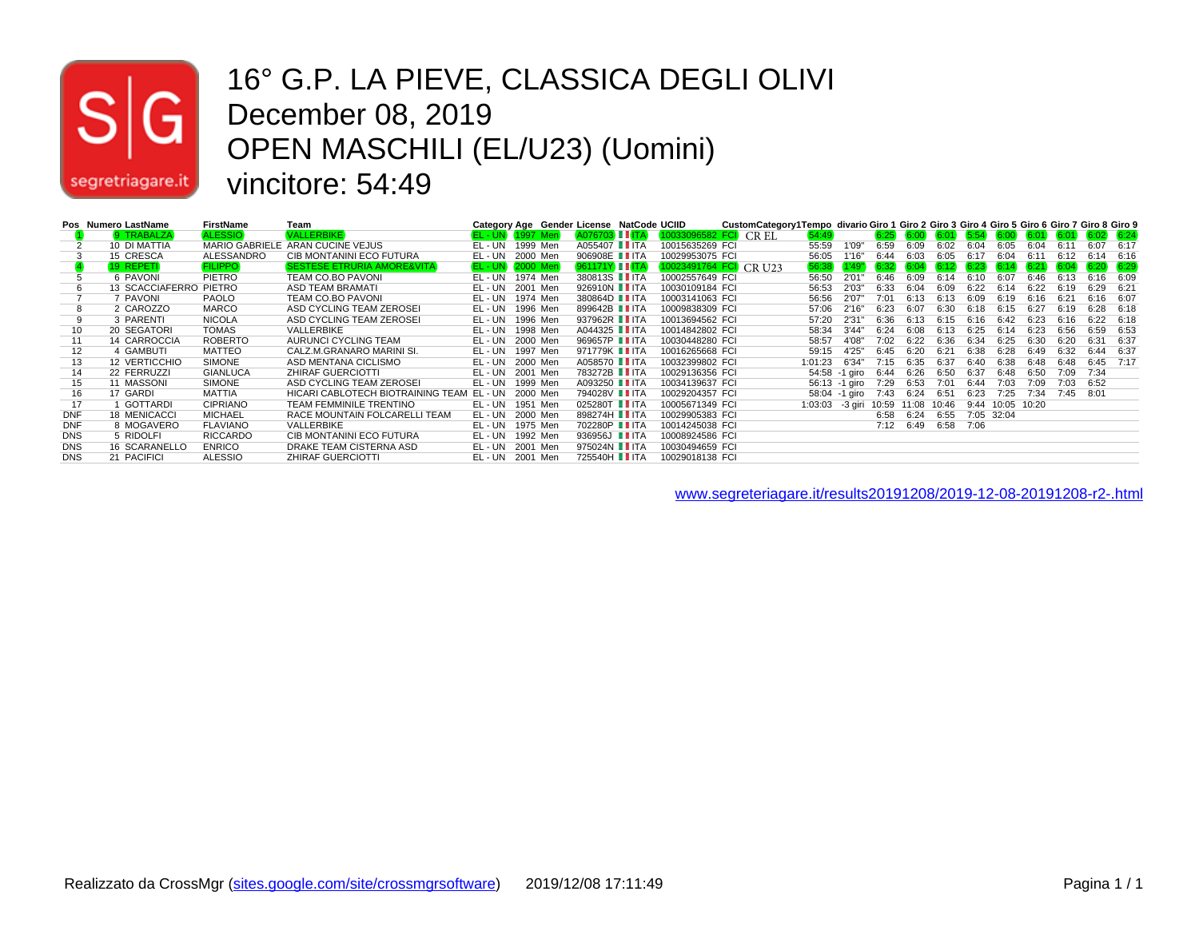# 16° G.P. LA PIEVE, CLASSICA DEGLI OLIVI
# December 08, 2019
# OPEN MASCHILI (EL/U23) (Uomini)
# vincitore: 54:49

| Pos | Numero | LastName | FirstName | Team | Category | Age | Gender | License | NatCode | UCIID | CustomCategory1 | Tempo | divario | Giro 1 | Giro 2 | Giro 3 | Giro 4 | Giro 5 | Giro 6 | Giro 7 | Giro 8 | Giro 9 |
|---|---|---|---|---|---|---|---|---|---|---|---|---|---|---|---|---|---|---|---|---|---|---|
| 1 | 9 | TRABALZA | ALESSIO | VALLERBIKE | EL - UN | 1997 | Men | A076703 | ITA | 10033096582 FCI | CR EL | 54:49 | | 6:25 | 6:00 | 6:01 | 5:54 | 6:00 | 6:01 | 6:01 | 6:02 | 6:24 |
| 2 | 10 | DI MATTIA | MARIO GABRIELE | ARAN CUCINE VEJUS | EL - UN | 1999 | Men | A055407 | ITA | 10015635269 FCI | | 55:59 | 1'09" | 6:59 | 6:09 | 6:02 | 6:04 | 6:05 | 6:04 | 6:11 | 6:07 | 6:17 |
| 3 | 15 | CRESCA | ALESSANDRO | CIB MONTANINI ECO FUTURA | EL - UN | 2000 | Men | 906908E | ITA | 10029953075 FCI | | 56:05 | 1'16" | 6:44 | 6:03 | 6:05 | 6:17 | 6:04 | 6:11 | 6:12 | 6:14 | 6:16 |
| 4 | 19 | REPETI | FILIPPO | SESTESE ETRURIA AMORE&VITA | EL - UN | 2000 | Men | 961171Y | ITA | 10023491764 FCI | CR U23 | 56:38 | 1'49" | 6:32 | 6:04 | 6:12 | 6:23 | 6:14 | 6:21 | 6:04 | 6:20 | 6:29 |
| 5 | 6 | PAVONI | PIETRO | TEAM CO.BO PAVONI | EL - UN | 1974 | Men | 380813S | ITA | 10002557649 FCI | | 56:50 | 2'01" | 6:46 | 6:09 | 6:14 | 6:10 | 6:07 | 6:46 | 6:13 | 6:16 | 6:09 |
| 6 | 13 | SCACCIAFERRO | PIETRO | ASD TEAM BRAMATI | EL - UN | 2001 | Men | 926910N | ITA | 10030109184 FCI | | 56:53 | 2'03" | 6:33 | 6:04 | 6:09 | 6:22 | 6:14 | 6:22 | 6:19 | 6:29 | 6:21 |
| 7 | 7 | PAVONI | PAOLO | TEAM CO.BO PAVONI | EL - UN | 1974 | Men | 380864D | ITA | 10003141063 FCI | | 56:56 | 2'07" | 7:01 | 6:13 | 6:13 | 6:09 | 6:19 | 6:16 | 6:21 | 6:16 | 6:07 |
| 8 | 2 | CAROZZO | MARCO | ASD CYCLING TEAM ZEROSEI | EL - UN | 1996 | Men | 899642B | ITA | 10009838309 FCI | | 57:06 | 2'16" | 6:23 | 6:07 | 6:30 | 6:18 | 6:15 | 6:27 | 6:19 | 6:28 | 6:18 |
| 9 | 3 | PARENTI | NICOLA | ASD CYCLING TEAM ZEROSEI | EL - UN | 1996 | Men | 937962R | ITA | 10013694562 FCI | | 57:20 | 2'31" | 6:36 | 6:13 | 6:15 | 6:16 | 6:42 | 6:23 | 6:16 | 6:22 | 6:18 |
| 10 | 20 | SEGATORI | TOMAS | VALLERBIKE | EL - UN | 1998 | Men | A044325 | ITA | 10014842802 FCI | | 58:34 | 3'44" | 6:24 | 6:08 | 6:13 | 6:25 | 6:14 | 6:23 | 6:56 | 6:59 | 6:53 |
| 11 | 14 | CARROCCIA | ROBERTO | AURUNCI CYCLING TEAM | EL - UN | 2000 | Men | 969657P | ITA | 10030448280 FCI | | 58:57 | 4'08" | 7:02 | 6:22 | 6:36 | 6:34 | 6:25 | 6:30 | 6:20 | 6:31 | 6:37 |
| 12 | 4 | GAMBUTI | MATTEO | CALZ.M.GRANARO MARINI SI. | EL - UN | 1997 | Men | 971779K | ITA | 10016265668 FCI | | 59:15 | 4'25" | 6:45 | 6:20 | 6:21 | 6:38 | 6:28 | 6:49 | 6:32 | 6:44 | 6:37 |
| 13 | 12 | VERTICCHIO | SIMONE | ASD MENTANA CICLISMO | EL - UN | 2000 | Men | A058570 | ITA | 10032399802 FCI | | 1:01:23 | 6'34" | 7:15 | 6:35 | 6:37 | 6:40 | 6:38 | 6:48 | 6:48 | 6:45 | 7:17 |
| 14 | 22 | FERRUZZI | GIANLUCA | ZHIRAF GUERCIOTTI | EL - UN | 2001 | Men | 783272B | ITA | 10029136356 FCI | | 54:58 | -1 giro | 6:44 | 6:26 | 6:50 | 6:37 | 6:48 | 6:50 | 7:09 | 7:34 | |
| 15 | 11 | MASSONI | SIMONE | ASD CYCLING TEAM ZEROSEI | EL - UN | 1999 | Men | A093250 | ITA | 10034139637 FCI | | 56:13 | -1 giro | 7:29 | 6:53 | 7:01 | 6:44 | 7:03 | 7:09 | 7:03 | 6:52 | |
| 16 | 17 | GARDI | MATTIA | HICARI CABLOTECH BIOTRAINING TEAM | EL - UN | 2000 | Men | 794028V | ITA | 10029204357 FCI | | 58:04 | -1 giro | 7:43 | 6:24 | 6:51 | 6:23 | 7:25 | 7:34 | 7:45 | 8:01 | |
| 17 | 1 | GOTTARDI | CIPRIANO | TEAM FEMMINILE TRENTINO | EL - UN | 1951 | Men | 025280T | ITA | 10005671349 FCI | | 1:03:03 | -3 giri | 10:59 | 11:08 | 10:46 | 9:44 | 10:05 | 10:20 | | | |
| DNF | 18 | MENICACCI | MICHAEL | RACE MOUNTAIN FOLCARELLI TEAM | EL - UN | 2000 | Men | 898274H | ITA | 10029905383 FCI | | | | 6:58 | 6:24 | 6:55 | 7:05 | 32:04 | | | | |
| DNF | 8 | MOGAVERO | FLAVIANO | VALLERBIKE | EL - UN | 1975 | Men | 702280P | ITA | 10014245038 FCI | | | | 7:12 | 6:49 | 6:58 | 7:06 | | | | | |
| DNS | 5 | RIDOLFI | RICCARDO | CIB MONTANINI ECO FUTURA | EL - UN | 1992 | Men | 936956J | ITA | 10008924586 FCI | | | | | | | | | | | | |
| DNS | 16 | SCARANELLO | ENRICO | DRAKE TEAM CISTERNA ASD | EL - UN | 2001 | Men | 975024N | ITA | 10030494659 FCI | | | | | | | | | | | | |
| DNS | 21 | PACIFICI | ALESSIO | ZHIRAF GUERCIOTTI | EL - UN | 2001 | Men | 725540H | ITA | 10029018138 FCI | | | | | | | | | | | | |

www.segreteriagare.it/results20191208/2019-12-08-20191208-r2-.html

Realizzato da CrossMgr (sites.google.com/site/crossmgrsoftware) 2019/12/08 17:11:49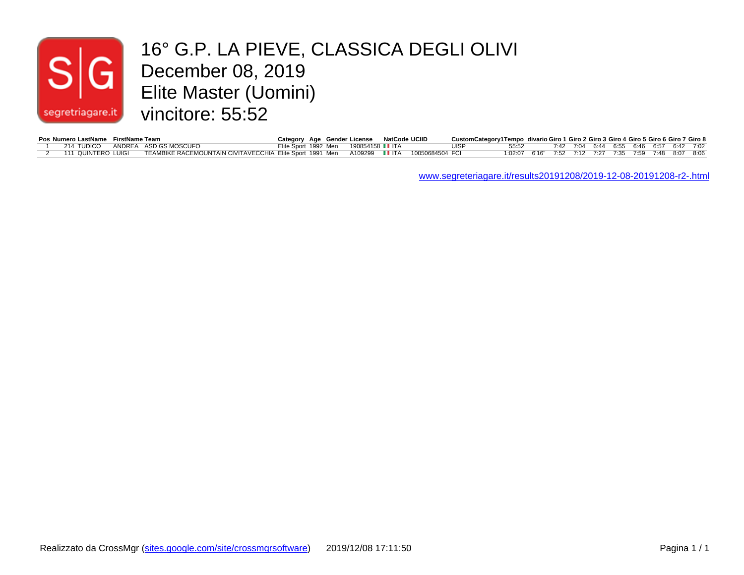# 16° G.P. LA PIEVE, CLASSICA DEGLI OLIVI

December 08, 2019

Elite Master (Uomini)

vincitore: 55:52

| Pos | Numero | LastName | FirstName | Team | Category | Age | Gender | License | NatCode | UCIID | CustomCategory1 | Tempo | divario | Giro 1 | Giro 2 | Giro 3 | Giro 4 | Giro 5 | Giro 6 | Giro 7 | Giro 8 |
|---|---|---|---|---|---|---|---|---|---|---|---|---|---|---|---|---|---|---|---|---|---|
| 1 | 214 | TUDICO | ANDREA | ASD GS MOSCUFO | Elite Sport | 1992 | Men | 190854158 | ITA | | UISP | 55:52 | | 7:42 | 7:04 | 6:44 | 6:55 | 6:46 | 6:57 | 6:42 | 7:02 |
| 2 | 111 | QUINTERO | LUIGI | TEAMBIKE RACEMOUNTAIN CIVITAVECCHIA | Elite Sport | 1991 | Men | A109299 | ITA | 10050684504 | FCI | 1:02:07 | 6'16" | 7:52 | 7:12 | 7:27 | 7:35 | 7:59 | 7:48 | 8:07 | 8:06 |

www.segreteriagare.it/results20191208/2019-12-08-20191208-r2-.html

Realizzato da CrossMgr (sites.google.com/site/crossmgrsoftware) 2019/12/08 17:11:50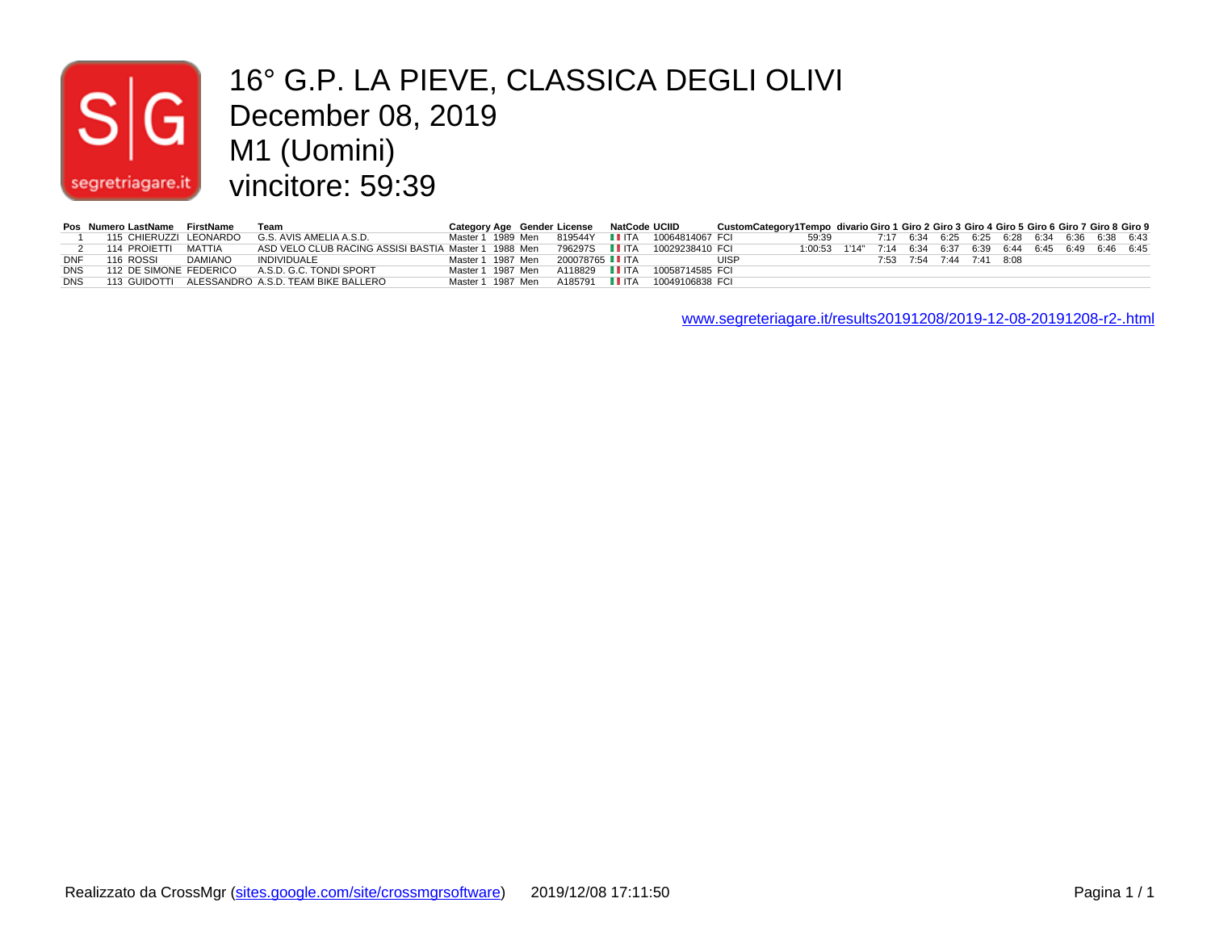# 16° G.P. LA PIEVE, CLASSICA DEGLI OLIVI

December 08, 2019

M1 (Uomini)

vincitore: 59:39

| Pos | Numero | LastName | FirstName | Team | Category | Age | Gender | License | NatCode | UCIID | CustomCategory1 | Tempo | divario | Giro 1 | Giro 2 | Giro 3 | Giro 4 | Giro 5 | Giro 6 | Giro 7 | Giro 8 | Giro 9 |
|---|---|---|---|---|---|---|---|---|---|---|---|---|---|---|---|---|---|---|---|---|---|---|
| 1 | 115 | CHIERUZZI | LEONARDO | G.S. AVIS AMELIA A.S.D. | Master 1 | 1989 | Men | 819544Y | ITA | 10064814067 | FCI | 59:39 | | 7:17 | 6:34 | 6:25 | 6:25 | 6:28 | 6:34 | 6:36 | 6:38 | 6:43 |
| 2 | 114 | PROIETTI | MATTIA | ASD VELO CLUB RACING ASSISI BASTIA | Master 1 | 1988 | Men | 796297S | ITA | 10029238410 | FCI | 1:00:53 | 1'14" | 7:14 | 6:34 | 6:37 | 6:39 | 6:44 | 6:45 | 6:49 | 6:46 | 6:45 |
| DNF | 116 | ROSSI | DAMIANO | INDIVIDUALE | Master 1 | 1987 | Men | 200078765 | ITA | | UISP | | | 7:53 | 7:54 | 7:44 | 7:41 | 8:08 | | | | |
| DNS | 112 | DE SIMONE | FEDERICO | A.S.D. G.C. TONDI SPORT | Master 1 | 1987 | Men | A118829 | ITA | 10058714585 | FCI | | | | | | | | | | | |
| DNS | 113 | GUIDOTTI | ALESSANDRO | A.S.D. TEAM BIKE BALLERO | Master 1 | 1987 | Men | A185791 | ITA | 10049106838 | FCI | | | | | | | | | | | |

www.segreteriagare.it/results20191208/2019-12-08-20191208-r2-.html

Realizzato da CrossMgr (sites.google.com/site/crossmgrsoftware) 2019/12/08 17:11:50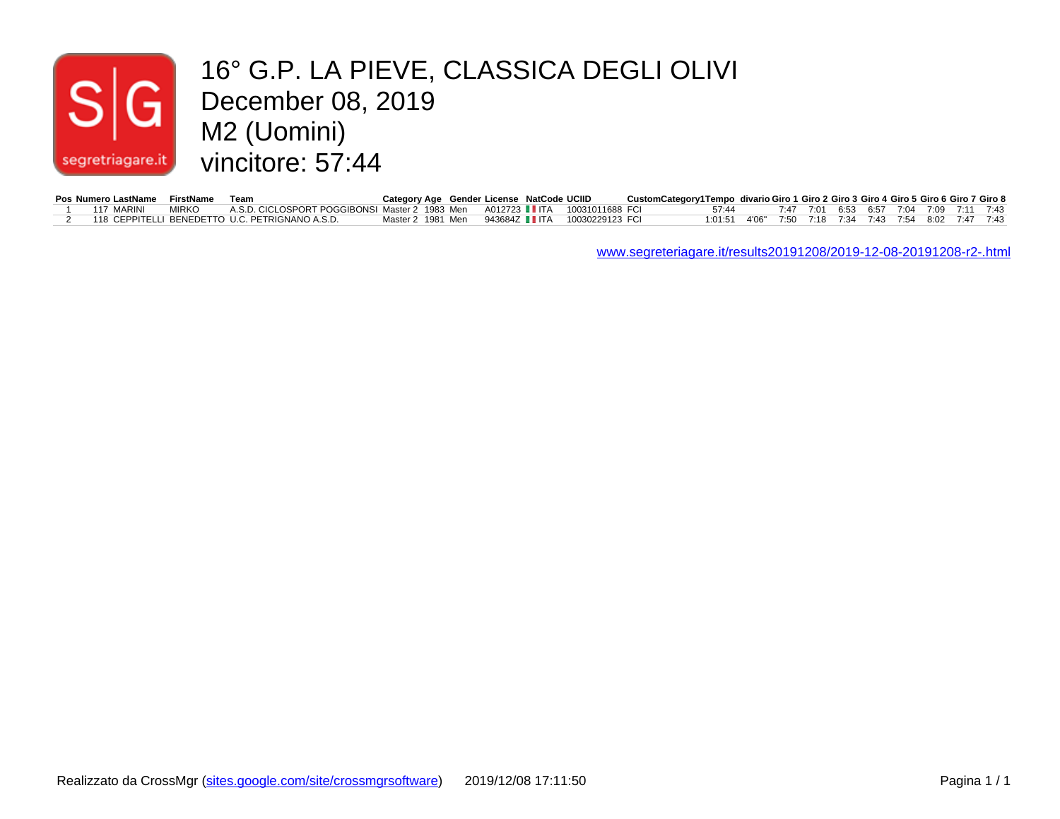# 16° G.P. LA PIEVE, CLASSICA DEGLI OLIVI

December 08, 2019

M2 (Uomini)

vincitore: 57:44

| Pos | Numero | LastName | FirstName | Team | Category | Age | Gender | License | NatCode | UCIID | CustomCategory1 | Tempo | divario | Giro 1 | Giro 2 | Giro 3 | Giro 4 | Giro 5 | Giro 6 | Giro 7 | Giro 8 |
|---|---|---|---|---|---|---|---|---|---|---|---|---|---|---|---|---|---|---|---|---|---|
| 1 | 117 | MARINI | MIRKO | A.S.D. CICLOSPORT POGGIBONSI | Master 2 | 1983 | Men | A012723 | ITA | 10031011688 | FCI | 57:44 | | 7:47 | 7:01 | 6:53 | 6:57 | 7:04 | 7:09 | 7:11 | 7:43 |
| 2 | 118 | CEPPITELLI | BENEDETTO | U.C. PETRIGNANO A.S.D. | Master 2 | 1981 | Men | 943684Z | ITA | 10030229123 | FCI | 1:01:51 | 4'06" | 7:50 | 7:18 | 7:34 | 7:43 | 7:54 | 8:02 | 7:47 | 7:43 |

www.segreteriagare.it/results20191208/2019-12-08-20191208-r2-.html

Realizzato da CrossMgr (sites.google.com/site/crossmgrsoftware) 2019/12/08 17:11:50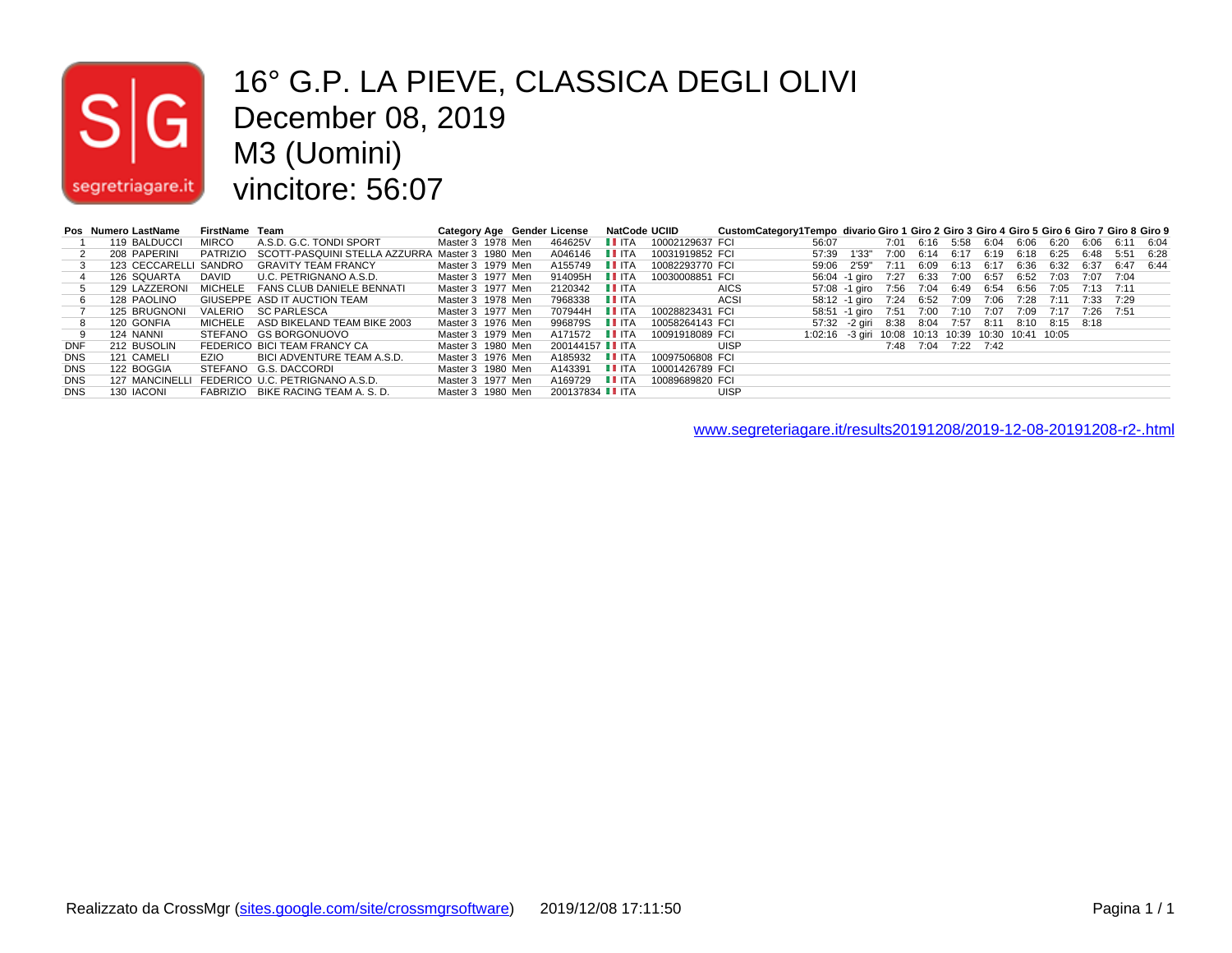# 16° G.P. LA PIEVE, CLASSICA DEGLI OLIVI

December 08, 2019

M3 (Uomini)

vincitore: 56:07

| Pos | Numero | LastName | FirstName | Team | Category | Age | Gender | License | NatCode | UCIID | CustomCategory1 | Tempo | divario | Giro 1 | Giro 2 | Giro 3 | Giro 4 | Giro 5 | Giro 6 | Giro 7 | Giro 8 | Giro 9 |
|---|---|---|---|---|---|---|---|---|---|---|---|---|---|---|---|---|---|---|---|---|---|---|
| 1 | 119 | BALDUCCI | MIRCO | A.S.D. G.C. TONDI SPORT | Master 3 | 1978 | Men | 464625V | ITA | 10002129637 | FCI | 56:07 | | 7:01 | 6:16 | 5:58 | 6:04 | 6:06 | 6:20 | 6:06 | 6:11 | 6:04 |
| 2 | 208 | PAPERINI | PATRIZIO | SCOTT-PASQUINI STELLA AZZURRA | Master 3 | 1980 | Men | A046146 | ITA | 10031919852 | FCI | 57:39 | 1'33" | 7:00 | 6:14 | 6:17 | 6:19 | 6:18 | 6:25 | 6:48 | 5:51 | 6:28 |
| 3 | 123 | CECCARELLI | SANDRO | GRAVITY TEAM FRANCY | Master 3 | 1979 | Men | A155749 | ITA | 10082293770 | FCI | 59:06 | 2'59" | 7:11 | 6:09 | 6:13 | 6:17 | 6:36 | 6:32 | 6:37 | 6:47 | 6:44 |
| 4 | 126 | SQUARTA | DAVID | U.C. PETRIGNANO A.S.D. | Master 3 | 1977 | Men | 914095H | ITA | 10030008851 | FCI | 56:04 | -1 giro | 7:27 | 6:33 | 7:00 | 6:57 | 6:52 | 7:03 | 7:07 | 7:04 | |
| 5 | 129 | LAZZERONI | MICHELE | FANS CLUB DANIELE BENNATI | Master 3 | 1977 | Men | 2120342 | ITA | | AICS | 57:08 | -1 giro | 7:56 | 7:04 | 6:49 | 6:54 | 6:56 | 7:05 | 7:13 | 7:11 | |
| 6 | 128 | PAOLINO | GIUSEPPE | ASD IT AUCTION TEAM | Master 3 | 1978 | Men | 7968338 | ITA | | ACSI | 58:12 | -1 giro | 7:24 | 6:52 | 7:09 | 7:06 | 7:28 | 7:11 | 7:33 | 7:29 | |
| 7 | 125 | BRUGNONI | VALERIO | SC PARLESCA | Master 3 | 1977 | Men | 707944H | ITA | 10028823431 | FCI | 58:51 | -1 giro | 7:51 | 7:00 | 7:10 | 7:07 | 7:09 | 7:17 | 7:26 | 7:51 | |
| 8 | 120 | GONFIA | MICHELE | ASD BIKELAND TEAM BIKE 2003 | Master 3 | 1976 | Men | 996879S | ITA | 10058264143 | FCI | 57:32 | -2 giri | 8:38 | 8:04 | 7:57 | 8:11 | 8:10 | 8:15 | 8:18 | | |
| 9 | 124 | NANNI | STEFANO | GS BORGONUOVO | Master 3 | 1979 | Men | A171572 | ITA | 10091918089 | FCI | 1:02:16 | -3 giri | 10:08 | 10:13 | 10:39 | 10:30 | 10:41 | 10:05 | | | |
| DNF | 212 | BUSOLIN | FEDERICO | BICI TEAM FRANCY CA | Master 3 | 1980 | Men | 200144157 | ITA | | UISP | | | 7:48 | 7:04 | 7:22 | 7:42 | | | | | |
| DNS | 121 | CAMELI | EZIO | BICI ADVENTURE TEAM A.S.D. | Master 3 | 1976 | Men | A185932 | ITA | 10097506808 | FCI | | | | | | | | | | | |
| DNS | 122 | BOGGIA | STEFANO | G.S. DACCORDI | Master 3 | 1980 | Men | A143391 | ITA | 10001426789 | FCI | | | | | | | | | | | |
| DNS | 127 | MANCINELLI | FEDERICO | U.C. PETRIGNANO A.S.D. | Master 3 | 1977 | Men | A169729 | ITA | 10089689820 | FCI | | | | | | | | | | | |
| DNS | 130 | IACONI | FABRIZIO | BIKE RACING TEAM A. S. D. | Master 3 | 1980 | Men | 200137834 | ITA | | UISP | | | | | | | | | | | |

www.segreteriagare.it/results20191208/2019-12-08-20191208-r2-.html

Realizzato da CrossMgr (sites.google.com/site/crossmgrsoftware) 2019/12/08 17:11:50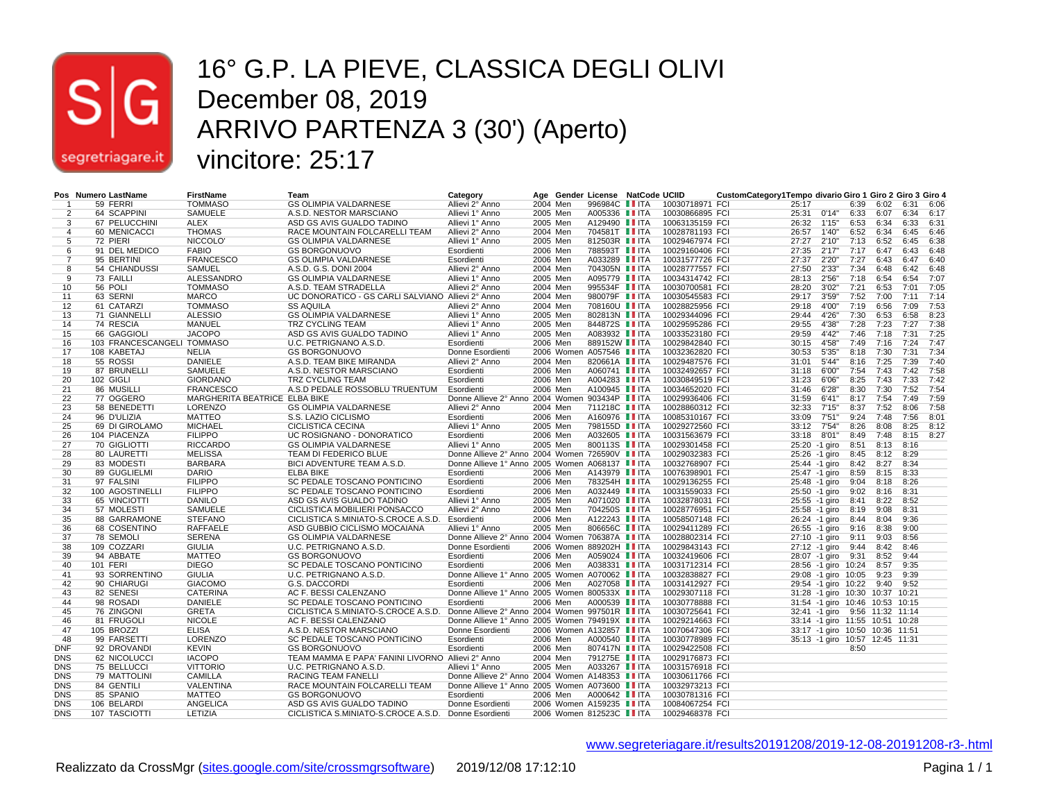# 16° G.P. LA PIEVE, CLASSICA DEGLI OLIVI

December 08, 2019

ARRIVO PARTENZA 3 (30') (Aperto)

vincitore: 25:17

| Pos | Numero | LastName | FirstName | Team | Category | Age | Gender | License | NatCode | UCIID | CustomCategory1 | Tempo | divario | Giro 1 | Giro 2 | Giro 3 | Giro 4 |
|---|---|---|---|---|---|---|---|---|---|---|---|---|---|---|---|---|---|
| 1 | 59 | FERRI | TOMMASO | GS OLIMPIA VALDARNESE | Allievi 2° Anno | 2004 | Men | 996984C | ITA | 10030718971 | FCI | 25:17 | | 6:39 | 6:02 | 6:31 | 6:06 |
| 2 | 64 | SCAPPINI | SAMUELE | A.S.D. NESTOR MARSCIANO | Allievi 1° Anno | 2005 | Men | A005336 | ITA | 10030866895 | FCI | 25:31 | 0'14" | 6:33 | 6:07 | 6:34 | 6:17 |
| 3 | 67 | PELUCCHINI | ALEX | ASD GS AVIS GUALDO TADINO | Allievi 1° Anno | 2005 | Men | A129490 | ITA | 10063135159 | FCI | 26:32 | 1'15" | 6:53 | 6:34 | 6:33 | 6:31 |
| 4 | 60 | MENICACCI | THOMAS | RACE MOUNTAIN FOLCARELLI TEAM | Allievi 2° Anno | 2004 | Men | 704581T | ITA | 10028781193 | FCI | 26:57 | 1'40" | 6:52 | 6:34 | 6:45 | 6:46 |
| 5 | 72 | PIERI | NICCOLO' | GS OLIMPIA VALDARNESE | Allievi 1° Anno | 2005 | Men | 812503R | ITA | 10029467974 | FCI | 27:27 | 2'10" | 7:13 | 6:52 | 6:45 | 6:38 |
| 6 | 91 | DEL MEDICO | FABIO | GS BORGONUOVO | Esordienti | 2006 | Men | 788593T | ITA | 10029160406 | FCI | 27:35 | 2'17" | 7:17 | 6:47 | 6:43 | 6:48 |
| 7 | 95 | BERTINI | FRANCESCO | GS OLIMPIA VALDARNESE | Esordienti | 2006 | Men | A033289 | ITA | 10031577726 | FCI | 27:37 | 2'20" | 7:27 | 6:43 | 6:47 | 6:40 |
| 8 | 54 | CHIANDUSSI | SAMUEL | A.S.D. G.S. DONI 2004 | Allievi 2° Anno | 2004 | Men | 704305N | ITA | 10028777557 | FCI | 27:50 | 2'33" | 7:34 | 6:48 | 6:42 | 6:48 |
| 9 | 73 | FAILLI | ALESSANDRO | GS OLIMPIA VALDARNESE | Allievi 1° Anno | 2005 | Men | A095779 | ITA | 10034314742 | FCI | 28:13 | 2'56" | 7:18 | 6:54 | 6:54 | 7:07 |
| 10 | 56 | POLI | TOMMASO | A.S.D. TEAM STRADELLA | Allievi 2° Anno | 2004 | Men | 995534F | ITA | 10030700581 | FCI | 28:20 | 3'02" | 7:21 | 6:53 | 7:01 | 7:05 |
| 11 | 63 | SERNI | MARCO | UC DONORATICO - GS CARLI SALVIANO | Allievi 2° Anno | 2004 | Men | 980079F | ITA | 10030545583 | FCI | 29:17 | 3'59" | 7:52 | 7:00 | 7:11 | 7:14 |
| 12 | 61 | CATARZI | TOMMASO | SS AQUILA | Allievi 2° Anno | 2004 | Men | 708160U | ITA | 10028825956 | FCI | 29:18 | 4'00" | 7:19 | 6:56 | 7:09 | 7:53 |
| 13 | 71 | GIANNELLI | ALESSIO | GS OLIMPIA VALDARNESE | Allievi 1° Anno | 2005 | Men | 802813N | ITA | 10029344096 | FCI | 29:44 | 4'26" | 7:30 | 6:53 | 6:58 | 8:23 |
| 14 | 74 | RESCIA | MANUEL | TRZ CYCLING TEAM | Allievi 1° Anno | 2005 | Men | 844872S | ITA | 10029595286 | FCI | 29:55 | 4'38" | 7:28 | 7:23 | 7:27 | 7:38 |
| 15 | 66 | GAGGIOLI | JACOPO | ASD GS AVIS GUALDO TADINO | Allievi 1° Anno | 2005 | Men | A083932 | ITA | 10033523180 | FCI | 29:59 | 4'42" | 7:46 | 7:18 | 7:31 | 7:25 |
| 16 | 103 | FRANCESCANGELI | TOMMASO | U.C. PETRIGNANO A.S.D. | Esordienti | 2006 | Men | 889152W | ITA | 10029842840 | FCI | 30:15 | 4'58" | 7:49 | 7:16 | 7:24 | 7:47 |
| 17 | 108 | KABETAJ | NELIA | GS BORGONUOVO | Donne Esordienti | 2006 | Women | A057546 | ITA | 10032362820 | FCI | 30:53 | 5'35" | 8:18 | 7:30 | 7:31 | 7:34 |
| 18 | 55 | ROSSI | DANIELE | A.S.D. TEAM BIKE MIRANDA | Allievi 2° Anno | 2004 | Men | 820661A | ITA | 10029487576 | FCI | 31:01 | 5'44" | 8:16 | 7:25 | 7:39 | 7:40 |
| 19 | 87 | BRUNELLI | SAMUELE | A.S.D. NESTOR MARSCIANO | Esordienti | 2006 | Men | A060741 | ITA | 10032492657 | FCI | 31:18 | 6'00" | 7:54 | 7:43 | 7:42 | 7:58 |
| 20 | 102 | GIGLI | GIORDANO | TRZ CYCLING TEAM | Esordienti | 2006 | Men | A004283 | ITA | 10030849519 | FCI | 31:23 | 6'06" | 8:25 | 7:43 | 7:33 | 7:42 |
| 21 | 86 | MUSILLI | FRANCESCO | A.S.D PEDALE ROSSOBLU TRUENTUM | Esordienti | 2006 | Men | A100945 | ITA | 10034652020 | FCI | 31:46 | 6'28" | 8:30 | 7:30 | 7:52 | 7:54 |
| 22 | 77 | OGGERO | MARGHERITA BEATRICE | ELBA BIKE | Donne Allieve 2° Anno | 2004 | Women | 903434P | ITA | 10029936406 | FCI | 31:59 | 6'41" | 8:17 | 7:54 | 7:49 | 7:59 |
| 23 | 58 | BENEDETTI | LORENZO | GS OLIMPIA VALDARNESE | Allievi 2° Anno | 2004 | Men | 711218C | ITA | 10028860312 | FCI | 32:33 | 7'15" | 8:37 | 7:52 | 8:06 | 7:58 |
| 24 | 96 | D'ULIZIA | MATTEO | S.S. LAZIO CICLISMO | Esordienti | 2006 | Men | A160976 | ITA | 10085310167 | FCI | 33:09 | 7'51" | 9:24 | 7:48 | 7:56 | 8:01 |
| 25 | 69 | DI GIROLAMO | MICHAEL | CICLISTICA CECINA | Allievi 1° Anno | 2005 | Men | 798155D | ITA | 10029272560 | FCI | 33:12 | 7'54" | 8:26 | 8:08 | 8:25 | 8:12 |
| 26 | 104 | PIACENZA | FILIPPO | UC ROSIGNANO - DONORATICO | Esordienti | 2006 | Men | A032605 | ITA | 10031563679 | FCI | 33:18 | 8'01" | 8:49 | 7:48 | 8:15 | 8:27 |
| 27 | 70 | GIGLIOTTI | RICCARDO | GS OLIMPIA VALDARNESE | Allievi 1° Anno | 2005 | Men | 800113S | ITA | 10029301458 | FCI | 25:20 | -1 giro | 8:51 | 8:13 | 8:16 | |
| 28 | 80 | LAURETTI | MELISSA | TEAM DI FEDERICO BLUE | Donne Allieve 2° Anno | 2004 | Women | 726590V | ITA | 10029032383 | FCI | 25:26 | -1 giro | 8:45 | 8:12 | 8:29 | |
| 29 | 83 | MODESTI | BARBARA | BICI ADVENTURE TEAM A.S.D. | Donne Allieve 1° Anno | 2005 | Women | A068137 | ITA | 10032768907 | FCI | 25:44 | -1 giro | 8:42 | 8:27 | 8:34 | |
| 30 | 89 | GUGLIELMI | DARIO | ELBA BIKE | Esordienti | 2006 | Men | A143979 | ITA | 10076398901 | FCI | 25:47 | -1 giro | 8:59 | 8:15 | 8:33 | |
| 31 | 97 | FALSINI | FILIPPO | SC PEDALE TOSCANO PONTICINO | Esordienti | 2006 | Men | 783254H | ITA | 10029136255 | FCI | 25:48 | -1 giro | 9:04 | 8:18 | 8:26 | |
| 32 | 100 | AGOSTINELLI | FILIPPO | SC PEDALE TOSCANO PONTICINO | Esordienti | 2006 | Men | A032449 | ITA | 10031559033 | FCI | 25:50 | -1 giro | 9:02 | 8:16 | 8:31 | |
| 33 | 65 | VINCIOTTI | DANILO | ASD GS AVIS GUALDO TADINO | Allievi 1° Anno | 2005 | Men | A071020 | ITA | 10032878031 | FCI | 25:55 | -1 giro | 8:41 | 8:22 | 8:52 | |
| 34 | 57 | MOLESTI | SAMUELE | CICLISTICA MOBILIERI PONSACCO | Allievi 2° Anno | 2004 | Men | 704250S | ITA | 10028776951 | FCI | 25:58 | -1 giro | 8:19 | 9:08 | 8:31 | |
| 35 | 88 | GARRAMONE | STEFANO | CICLISTICA S.MINIATO-S.CROCE A.S.D. | Esordienti | 2006 | Men | A122243 | ITA | 10058507148 | FCI | 26:24 | -1 giro | 8:44 | 8:04 | 9:36 | |
| 36 | 68 | COSENTINO | RAFFAELE | ASD GUBBIO CICLISMO MOCAIANA | Allievi 1° Anno | 2005 | Men | 806656C | ITA | 10029411289 | FCI | 26:55 | -1 giro | 9:16 | 8:38 | 9:00 | |
| 37 | 78 | SEMOLI | SERENA | GS OLIMPIA VALDARNESE | Donne Allieve 2° Anno | 2004 | Women | 706387A | ITA | 10028802314 | FCI | 27:10 | -1 giro | 9:11 | 9:03 | 8:56 | |
| 38 | 109 | COZZARI | GIULIA | U.C. PETRIGNANO A.S.D. | Donne Esordienti | 2006 | Women | 889202H | ITA | 10029843143 | FCI | 27:12 | -1 giro | 9:44 | 8:42 | 8:46 | |
| 39 | 94 | ABBATE | MATTEO | GS BORGONUOVO | Esordienti | 2006 | Men | A059024 | ITA | 10032419606 | FCI | 28:07 | -1 giro | 9:31 | 8:52 | 9:44 | |
| 40 | 101 | FERI | DIEGO | SC PEDALE TOSCANO PONTICINO | Esordienti | 2006 | Men | A038331 | ITA | 10031712314 | FCI | 28:56 | -1 giro | 10:24 | 8:57 | 9:35 | |
| 41 | 93 | SORRENTINO | GIULIA | U.C. PETRIGNANO A.S.D. | Donne Allieve 1° Anno | 2005 | Women | A070062 | ITA | 10032838827 | FCI | 29:08 | -1 giro | 10:05 | 9:23 | 9:39 | |
| 42 | 90 | CHIARUGI | GIACOMO | G.S. DACCORDI | Esordienti | 2006 | Men | A027058 | ITA | 10031412927 | FCI | 29:54 | -1 giro | 10:22 | 9:40 | 9:52 | |
| 43 | 82 | SENESI | CATERINA | AC F. BESSI CALENZANO | Donne Allieve 1° Anno | 2005 | Women | 800533X | ITA | 10029307118 | FCI | 31:28 | -1 giro | 10:30 | 10:37 | 10:21 | |
| 44 | 98 | ROSADI | DANIELE | SC PEDALE TOSCANO PONTICINO | Esordienti | 2006 | Men | A000539 | ITA | 10030778888 | FCI | 31:54 | -1 giro | 10:46 | 10:53 | 10:15 | |
| 45 | 76 | ZINGONI | GRETA | CICLISTICA S.MINIATO-S.CROCE A.S.D. | Donne Allieve 2° Anno | 2004 | Women | 997501R | ITA | 10030725641 | FCI | 32:41 | -1 giro | 9:56 | 11:32 | 11:14 | |
| 46 | 81 | FRUGOLI | NICOLE | AC F. BESSI CALENZANO | Donne Allieve 1° Anno | 2005 | Women | 794919X | ITA | 10029214663 | FCI | 33:14 | -1 giro | 11:55 | 10:51 | 10:28 | |
| 47 | 105 | BROZZI | ELISA | A.S.D. NESTOR MARSCIANO | Donne Esordienti | 2006 | Women | A132857 | ITA | 10070647306 | FCI | 33:17 | -1 giro | 10:50 | 10:36 | 11:51 | |
| 48 | 99 | FARSETTI | LORENZO | SC PEDALE TOSCANO PONTICINO | Esordienti | 2006 | Men | A000540 | ITA | 10030778989 | FCI | 35:13 | -1 giro | 10:57 | 12:45 | 11:31 | |
| DNF | 92 | DROVANDI | KEVIN | GS BORGONUOVO | Esordienti | 2006 | Men | 807417N | ITA | 10029422508 | FCI | | | 8:50 | | | |
| DNS | 62 | NICOLUCCI | IACOPO | TEAM MAMMA E PAPA' FANINI LIVORNO | Allievi 2° Anno | 2004 | Men | 791275E | ITA | 10029176873 | FCI | | | | | | |
| DNS | 75 | BELLUCCI | VITTORIO | U.C. PETRIGNANO A.S.D. | Allievi 1° Anno | 2005 | Men | A033267 | ITA | 10031576918 | FCI | | | | | | |
| DNS | 79 | MATTOLINI | CAMILLA | RACING TEAM FANELLI | Donne Allieve 2° Anno | 2004 | Women | A148353 | ITA | 10030611766 | FCI | | | | | | |
| DNS | 84 | GENTILI | VALENTINA | RACE MOUNTAIN FOLCARELLI TEAM | Donne Allieve 1° Anno | 2005 | Women | A073600 | ITA | 10032973213 | FCI | | | | | | |
| DNS | 85 | SPANIO | MATTEO | GS BORGONUOVO | Esordienti | 2006 | Men | A000642 | ITA | 10030781316 | FCI | | | | | | |
| DNS | 106 | BELARDI | ANGELICA | ASD GS AVIS GUALDO TADINO | Donne Esordienti | 2006 | Women | A159235 | ITA | 10084067254 | FCI | | | | | | |
| DNS | 107 | TASCIOTTI | LETIZIA | CICLISTICA S.MINIATO-S.CROCE A.S.D. | Donne Esordienti | 2006 | Women | 812523C | ITA | 10029468378 | FCI | | | | | | |

www.segreteriagare.it/results20191208/2019-12-08-20191208-r3-.html

Realizzato da CrossMgr (sites.google.com/site/crossmgrsoftware) 2019/12/08 17:12:10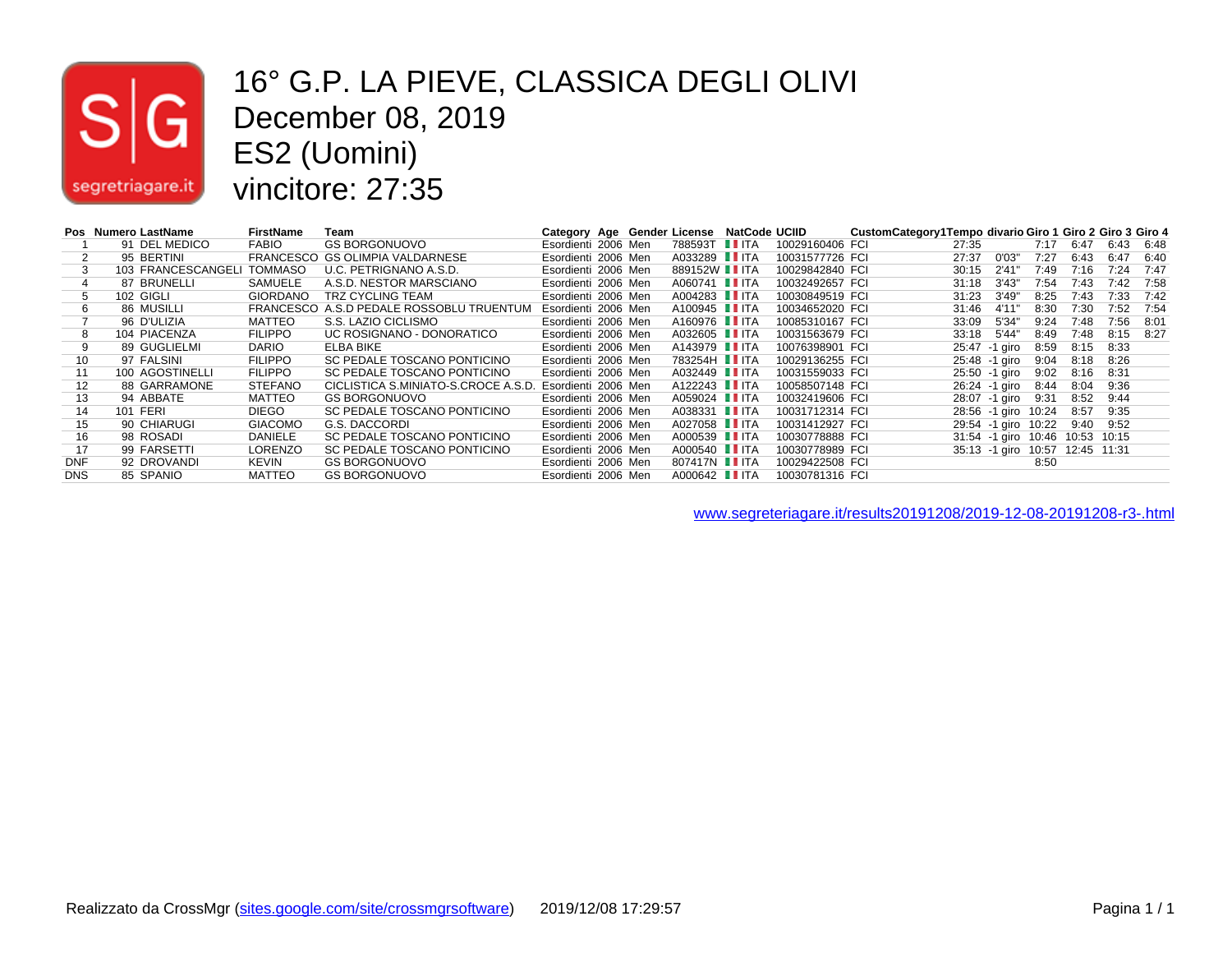# 16° G.P. LA PIEVE, CLASSICA DEGLI OLIVI
## December 08, 2019
## ES2 (Uomini)
## vincitore: 27:35

| Pos | Numero | LastName | FirstName | Team | Category | Age | Gender | License | NatCode | UCIID | | CustomCategory1 | Tempo | divario | Giro 1 | Giro 2 | Giro 3 | Giro 4 |
|---|---|---|---|---|---|---|---|---|---|---|---|---|---|---|---|---|---|---|
| 1 | 91 | DEL MEDICO | FABIO | GS BORGONUOVO | Esordienti | 2006 | Men | 788593T | ITA | 10029160406 | FCI | | 27:35 | | 7:17 | 6:47 | 6:43 | 6:48 |
| 2 | 95 | BERTINI | FRANCESCO | GS OLIMPIA VALDARNESE | Esordienti | 2006 | Men | A033289 | ITA | 10031577726 | FCI | | 27:37 | 0'03" | 7:27 | 6:43 | 6:47 | 6:40 |
| 3 | 103 | FRANCESCANGELI | TOMMASO | U.C. PETRIGNANO A.S.D. | Esordienti | 2006 | Men | 889152W | ITA | 10029842840 | FCI | | 30:15 | 2'41" | 7:49 | 7:16 | 7:24 | 7:47 |
| 4 | 87 | BRUNELLI | SAMUELE | A.S.D. NESTOR MARSCIANO | Esordienti | 2006 | Men | A060741 | ITA | 10032492657 | FCI | | 31:18 | 3'43" | 7:54 | 7:43 | 7:42 | 7:58 |
| 5 | 102 | GIGLI | GIORDANO | TRZ CYCLING TEAM | Esordienti | 2006 | Men | A004283 | ITA | 10030849519 | FCI | | 31:23 | 3'49" | 8:25 | 7:43 | 7:33 | 7:42 |
| 6 | 86 | MUSILLI | FRANCESCO | A.S.D PEDALE ROSSOBLU TRUENTUM | Esordienti | 2006 | Men | A100945 | ITA | 10034652020 | FCI | | 31:46 | 4'11" | 8:30 | 7:30 | 7:52 | 7:54 |
| 7 | 96 | D'ULIZIA | MATTEO | S.S. LAZIO CICLISMO | Esordienti | 2006 | Men | A160976 | ITA | 10085310167 | FCI | | 33:09 | 5'34" | 9:24 | 7:48 | 7:56 | 8:01 |
| 8 | 104 | PIACENZA | FILIPPO | UC ROSIGNANO - DONORATICO | Esordienti | 2006 | Men | A032605 | ITA | 10031563679 | FCI | | 33:18 | 5'44" | 8:49 | 7:48 | 8:15 | 8:27 |
| 9 | 89 | GUGLIELMI | DARIO | ELBA BIKE | Esordienti | 2006 | Men | A143979 | ITA | 10076398901 | FCI | | 25:47 | -1 giro | 8:59 | 8:15 | 8:33 | |
| 10 | 97 | FALSINI | FILIPPO | SC PEDALE TOSCANO PONTICINO | Esordienti | 2006 | Men | 783254H | ITA | 10029136255 | FCI | | 25:48 | -1 giro | 9:04 | 8:18 | 8:26 | |
| 11 | 100 | AGOSTINELLI | FILIPPO | SC PEDALE TOSCANO PONTICINO | Esordienti | 2006 | Men | A032449 | ITA | 10031559033 | FCI | | 25:50 | -1 giro | 9:02 | 8:16 | 8:31 | |
| 12 | 88 | GARRAMONE | STEFANO | CICLISTICA S.MINIATO-S.CROCE A.S.D. | Esordienti | 2006 | Men | A122243 | ITA | 10058507148 | FCI | | 26:24 | -1 giro | 8:44 | 8:04 | 9:36 | |
| 13 | 94 | ABBATE | MATTEO | GS BORGONUOVO | Esordienti | 2006 | Men | A059024 | ITA | 10032419606 | FCI | | 28:07 | -1 giro | 9:31 | 8:52 | 9:44 | |
| 14 | 101 | FERI | DIEGO | SC PEDALE TOSCANO PONTICINO | Esordienti | 2006 | Men | A038331 | ITA | 10031712314 | FCI | | 28:56 | -1 giro | 10:24 | 8:57 | 9:35 | |
| 15 | 90 | CHIARUGI | GIACOMO | G.S. DACCORDI | Esordienti | 2006 | Men | A027058 | ITA | 10031412927 | FCI | | 29:54 | -1 giro | 10:22 | 9:40 | 9:52 | |
| 16 | 98 | ROSADI | DANIELE | SC PEDALE TOSCANO PONTICINO | Esordienti | 2006 | Men | A000539 | ITA | 10030778888 | FCI | | 31:54 | -1 giro | 10:46 | 10:53 | 10:15 | |
| 17 | 99 | FARSETTI | LORENZO | SC PEDALE TOSCANO PONTICINO | Esordienti | 2006 | Men | A000540 | ITA | 10030778989 | FCI | | 35:13 | -1 giro | 10:57 | 12:45 | 11:31 | |
| DNF | 92 | DROVANDI | KEVIN | GS BORGONUOVO | Esordienti | 2006 | Men | 807417N | ITA | 10029422508 | FCI | | | | 8:50 | | | |
| DNS | 85 | SPANIO | MATTEO | GS BORGONUOVO | Esordienti | 2006 | Men | A000642 | ITA | 10030781316 | FCI | | | | | | | |

www.segreteriagare.it/results20191208/2019-12-08-20191208-r3-.html

Realizzato da CrossMgr (sites.google.com/site/crossmgrsoftware) 2019/12/08 17:29:57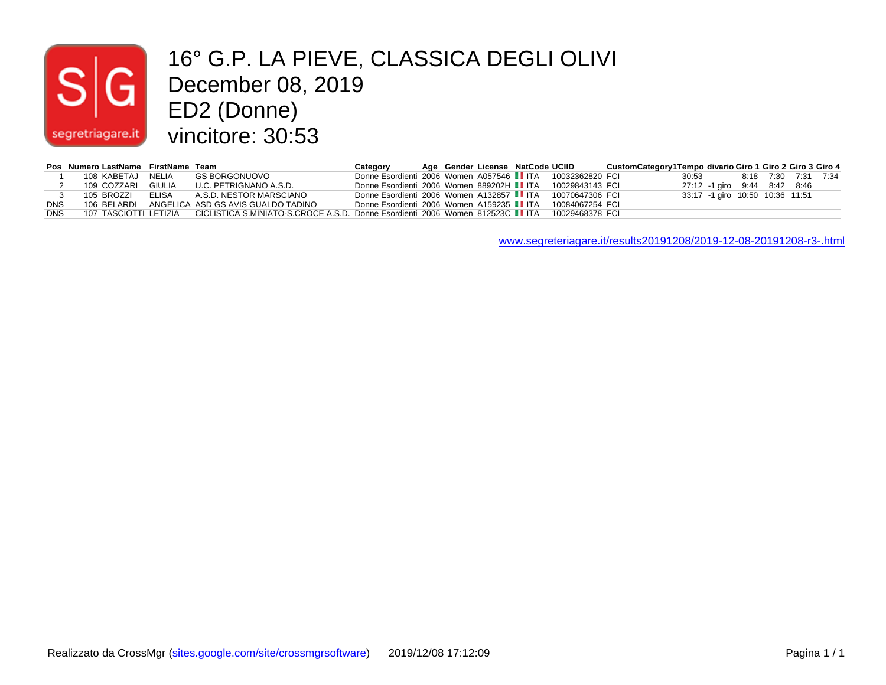# 16° G.P. LA PIEVE, CLASSICA DEGLI OLIVI
## December 08, 2019
## ED2 (Donne)
## vincitore: 30:53

| Pos | Numero | LastName | FirstName | Team | Category | Age | Gender | License | NatCode | UCIID | CustomCategory1 | Tempo | divario | Giro 1 | Giro 2 | Giro 3 | Giro 4 |
|---|---|---|---|---|---|---|---|---|---|---|---|---|---|---|---|---|---|
| 1 | 108 | KABETAJ | NELIA | GS BORGONUOVO | Donne Esordienti | 2006 | Women | A057546 | ITA | 10032362820 | FCI | 30:53 | | 8:18 | 7:30 | 7:31 | 7:34 |
| 2 | 109 | COZZARI | GIULIA | U.C. PETRIGNANO A.S.D. | Donne Esordienti | 2006 | Women | 889202H | ITA | 10029843143 | FCI | 27:12 | -1 giro | 9:44 | 8:42 | 8:46 | |
| 3 | 105 | BROZZI | ELISA | A.S.D. NESTOR MARSCIANO | Donne Esordienti | 2006 | Women | A132857 | ITA | 10070647306 | FCI | 33:17 | -1 giro | 10:50 | 10:36 | 11:51 | |
| DNS | 106 | BELARDI | ANGELICA | ASD GS AVIS GUALDO TADINO | Donne Esordienti | 2006 | Women | A159235 | ITA | 10084067254 | FCI | | | | | | |
| DNS | 107 | TASCIOTTI | LETIZIA | CICLISTICA S.MINIATO-S.CROCE A.S.D. | Donne Esordienti | 2006 | Women | 812523C | ITA | 10029468378 | FCI | | | | | | |

www.segreteriagare.it/results20191208/2019-12-08-20191208-r3-.html

Realizzato da CrossMgr (sites.google.com/site/crossmgrsoftware) 2019/12/08 17:12:09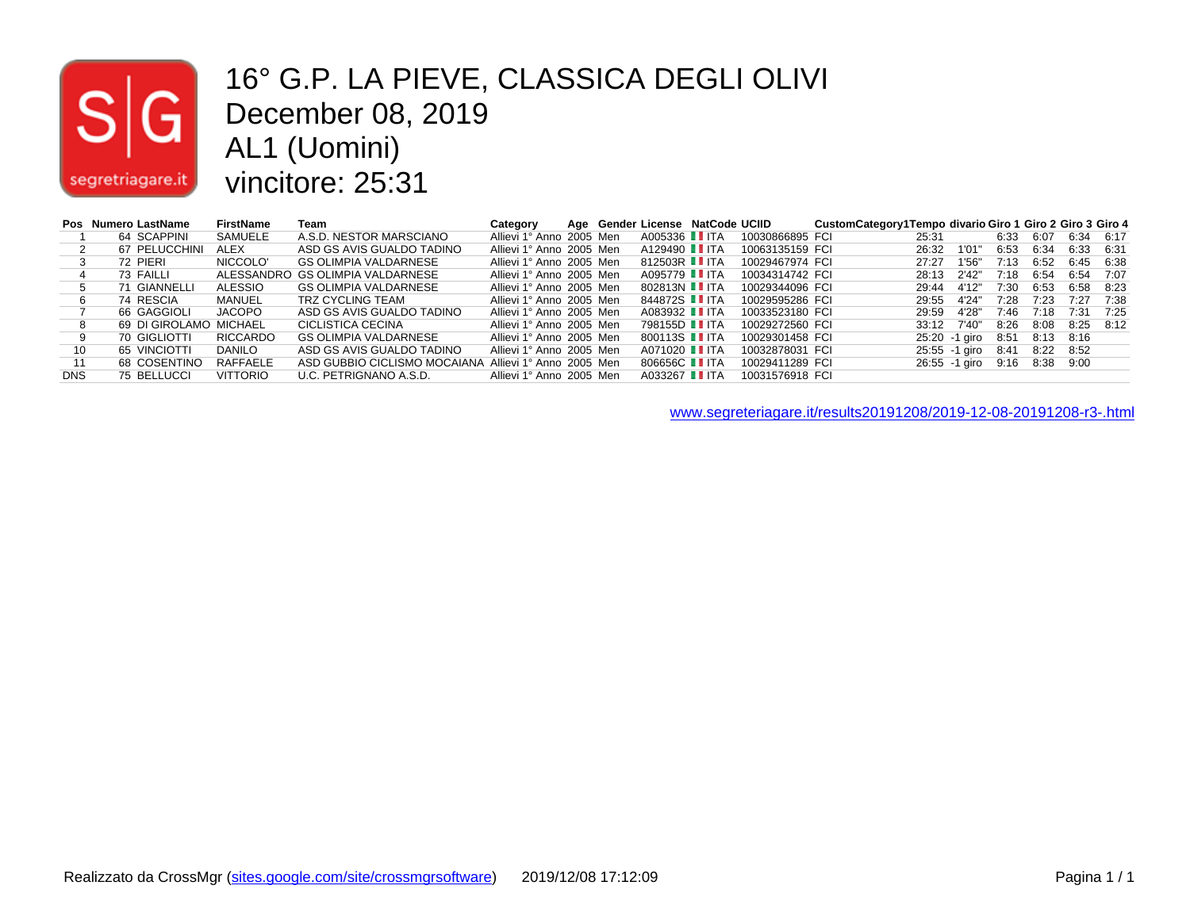# 16° G.P. LA PIEVE, CLASSICA DEGLI OLIVI

December 08, 2019

AL1 (Uomini)

vincitore: 25:31

| Pos | Numero | LastName | FirstName | Team | Category | Age | Gender | License | NatCode | UCIID | CustomCategory1 | Tempo | divario | Giro 1 | Giro 2 | Giro 3 | Giro 4 |
|---|---|---|---|---|---|---|---|---|---|---|---|---|---|---|---|---|---|
| 1 | 64 | SCAPPINI | SAMUELE | A.S.D. NESTOR MARSCIANO | Allievi 1° Anno | 2005 | Men | A005336 | ITA | 10030866895 | FCI | 25:31 | | 6:33 | 6:07 | 6:34 | 6:17 |
| 2 | 67 | PELUCCHINI | ALEX | ASD GS AVIS GUALDO TADINO | Allievi 1° Anno | 2005 | Men | A129490 | ITA | 10063135159 | FCI | 26:32 | 1'01" | 6:53 | 6:34 | 6:33 | 6:31 |
| 3 | 72 | PIERI | NICCOLO' | GS OLIMPIA VALDARNESE | Allievi 1° Anno | 2005 | Men | 812503R | ITA | 10029467974 | FCI | 27:27 | 1'56" | 7:13 | 6:52 | 6:45 | 6:38 |
| 4 | 73 | FAILLI | ALESSANDRO | GS OLIMPIA VALDARNESE | Allievi 1° Anno | 2005 | Men | A095779 | ITA | 10034314742 | FCI | 28:13 | 2'42" | 7:18 | 6:54 | 6:54 | 7:07 |
| 5 | 71 | GIANNELLI | ALESSIO | GS OLIMPIA VALDARNESE | Allievi 1° Anno | 2005 | Men | 802813N | ITA | 10029344096 | FCI | 29:44 | 4'12" | 7:30 | 6:53 | 6:58 | 8:23 |
| 6 | 74 | RESCIA | MANUEL | TRZ CYCLING TEAM | Allievi 1° Anno | 2005 | Men | 844872S | ITA | 10029595286 | FCI | 29:55 | 4'24" | 7:28 | 7:23 | 7:27 | 7:38 |
| 7 | 66 | GAGGIOLI | JACOPO | ASD GS AVIS GUALDO TADINO | Allievi 1° Anno | 2005 | Men | A083932 | ITA | 10033523180 | FCI | 29:59 | 4'28" | 7:46 | 7:18 | 7:31 | 7:25 |
| 8 | 69 | DI GIROLAMO | MICHAEL | CICLISTICA CECINA | Allievi 1° Anno | 2005 | Men | 798155D | ITA | 10029272560 | FCI | 33:12 | 7'40" | 8:26 | 8:08 | 8:25 | 8:12 |
| 9 | 70 | GIGLIOTTI | RICCARDO | GS OLIMPIA VALDARNESE | Allievi 1° Anno | 2005 | Men | 800113S | ITA | 10029301458 | FCI | 25:20 | -1 giro | 8:51 | 8:13 | 8:16 | |
| 10 | 65 | VINCIOTTI | DANILO | ASD GS AVIS GUALDO TADINO | Allievi 1° Anno | 2005 | Men | A071020 | ITA | 10032878031 | FCI | 25:55 | -1 giro | 8:41 | 8:22 | 8:52 | |
| 11 | 68 | COSENTINO | RAFFAELE | ASD GUBBIO CICLISMO MOCAIANA | Allievi 1° Anno | 2005 | Men | 806656C | ITA | 10029411289 | FCI | 26:55 | -1 giro | 9:16 | 8:38 | 9:00 | |
| DNS | 75 | BELLUCCI | VITTORIO | U.C. PETRIGNANO A.S.D. | Allievi 1° Anno | 2005 | Men | A033267 | ITA | 10031576918 | FCI | | | | | | |

www.segreteriagare.it/results20191208/2019-12-08-20191208-r3-.html

Realizzato da CrossMgr (sites.google.com/site/crossmgrsoftware) 2019/12/08 17:12:09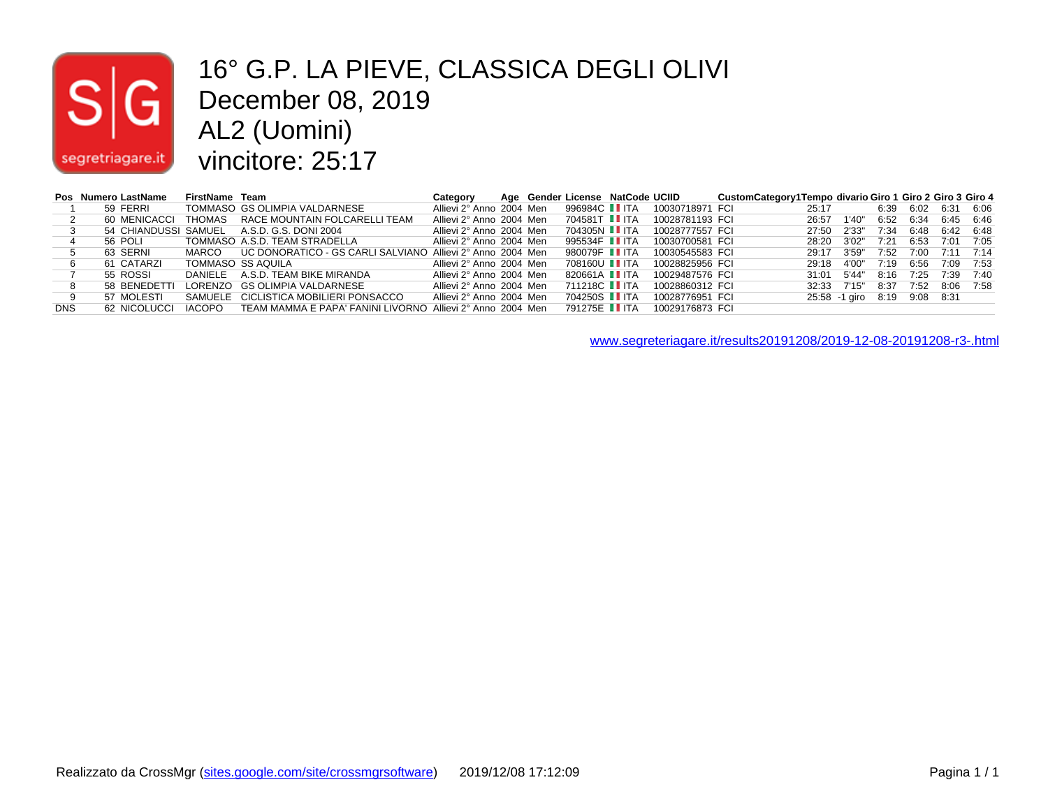# 16° G.P. LA PIEVE, CLASSICA DEGLI OLIVI
## December 08, 2019
## AL2 (Uomini)
## vincitore: 25:17

| Pos | Numero | LastName | FirstName | Team | Category | Age | Gender | License | NatCode | UCIID | CustomCategory1 | Tempo | divario | Giro 1 | Giro 2 | Giro 3 | Giro 4 |
|---|---|---|---|---|---|---|---|---|---|---|---|---|---|---|---|---|---|
| 1 | 59 | FERRI | TOMMASO | GS OLIMPIA VALDARNESE | Allievi 2° Anno | 2004 | Men | 996984C | ITA | 10030718971 | FCI | 25:17 | | 6:39 | 6:02 | 6:31 | 6:06 |
| 2 | 60 | MENICACCI | THOMAS | RACE MOUNTAIN FOLCARELLI TEAM | Allievi 2° Anno | 2004 | Men | 704581T | ITA | 10028781193 | FCI | 26:57 | 1'40" | 6:52 | 6:34 | 6:45 | 6:46 |
| 3 | 54 | CHIANDUSSI | SAMUEL | A.S.D. G.S. DONI 2004 | Allievi 2° Anno | 2004 | Men | 704305N | ITA | 10028777557 | FCI | 27:50 | 2'33" | 7:34 | 6:48 | 6:42 | 6:48 |
| 4 | 56 | POLI | TOMMASO | A.S.D. TEAM STRADELLA | Allievi 2° Anno | 2004 | Men | 995534F | ITA | 10030700581 | FCI | 28:20 | 3'02" | 7:21 | 6:53 | 7:01 | 7:05 |
| 5 | 63 | SERNI | MARCO | UC DONORATICO - GS CARLI SALVIANO | Allievi 2° Anno | 2004 | Men | 980079F | ITA | 10030545583 | FCI | 29:17 | 3'59" | 7:52 | 7:00 | 7:11 | 7:14 |
| 6 | 61 | CATARZI | TOMMASO | SS AQUILA | Allievi 2° Anno | 2004 | Men | 708160U | ITA | 10028825956 | FCI | 29:18 | 4'00" | 7:19 | 6:56 | 7:09 | 7:53 |
| 7 | 55 | ROSSI | DANIELE | A.S.D. TEAM BIKE MIRANDA | Allievi 2° Anno | 2004 | Men | 820661A | ITA | 10029487576 | FCI | 31:01 | 5'44" | 8:16 | 7:25 | 7:39 | 7:40 |
| 8 | 58 | BENEDETTI | LORENZO | GS OLIMPIA VALDARNESE | Allievi 2° Anno | 2004 | Men | 711218C | ITA | 10028860312 | FCI | 32:33 | 7'15" | 8:37 | 7:52 | 8:06 | 7:58 |
| 9 | 57 | MOLESTI | SAMUELE | CICLISTICA MOBILIERI PONSACCO | Allievi 2° Anno | 2004 | Men | 704250S | ITA | 10028776951 | FCI | 25:58 | -1 giro | 8:19 | 9:08 | 8:31 | |
| DNS | 62 | NICOLUCCI | IACOPO | TEAM MAMMA E PAPA' FANINI LIVORNO | Allievi 2° Anno | 2004 | Men | 791275E | ITA | 10029176873 | FCI | | | | | | |

www.segreteriagare.it/results20191208/2019-12-08-20191208-r3-.html

Realizzato da CrossMgr (sites.google.com/site/crossmgrsoftware) 2019/12/08 17:12:09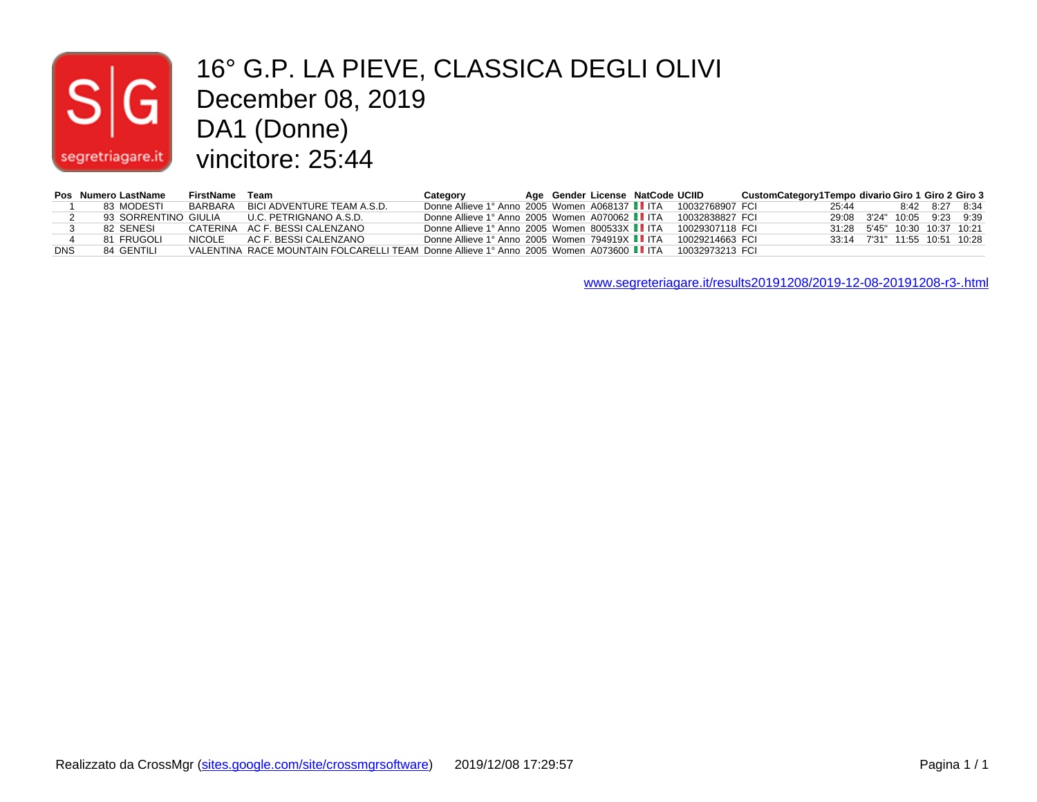# 16° G.P. LA PIEVE, CLASSICA DEGLI OLIVI
## December 08, 2019
## DA1 (Donne)
## vincitore: 25:44

| Pos | Numero | LastName | FirstName | Team | Category | Age | Gender | License | NatCode | UCIID | CustomCategory1 | Tempo | divario | Giro 1 | Giro 2 | Giro 3 |
|---|---|---|---|---|---|---|---|---|---|---|---|---|---|---|---|---|
| 1 | 83 | MODESTI | BARBARA | BICI ADVENTURE TEAM A.S.D. | Donne Allieve 1° Anno | 2005 | Women | A068137 | ITA | 10032768907 | FCI | 25:44 | | 8:42 | 8:27 | 8:34 |
| 2 | 93 | SORRENTINO | GIULIA | U.C. PETRIGNANO A.S.D. | Donne Allieve 1° Anno | 2005 | Women | A070062 | ITA | 10032838827 | FCI | 29:08 | 3'24" | 10:05 | 9:23 | 9:39 |
| 3 | 82 | SENESI | CATERINA | AC F. BESSI CALENZANO | Donne Allieve 1° Anno | 2005 | Women | 800533X | ITA | 10029307118 | FCI | 31:28 | 5'45" | 10:30 | 10:37 | 10:21 |
| 4 | 81 | FRUGOLI | NICOLE | AC F. BESSI CALENZANO | Donne Allieve 1° Anno | 2005 | Women | 794919X | ITA | 10029214663 | FCI | 33:14 | 7'31" | 11:55 | 10:51 | 10:28 |
| DNS | 84 | GENTILI | VALENTINA | RACE MOUNTAIN FOLCARELLI TEAM | Donne Allieve 1° Anno | 2005 | Women | A073600 | ITA | 10032973213 | FCI | | | | | |

www.segreteriagare.it/results20191208/2019-12-08-20191208-r3-.html

Realizzato da CrossMgr (sites.google.com/site/crossmgrsoftware) 2019/12/08 17:29:57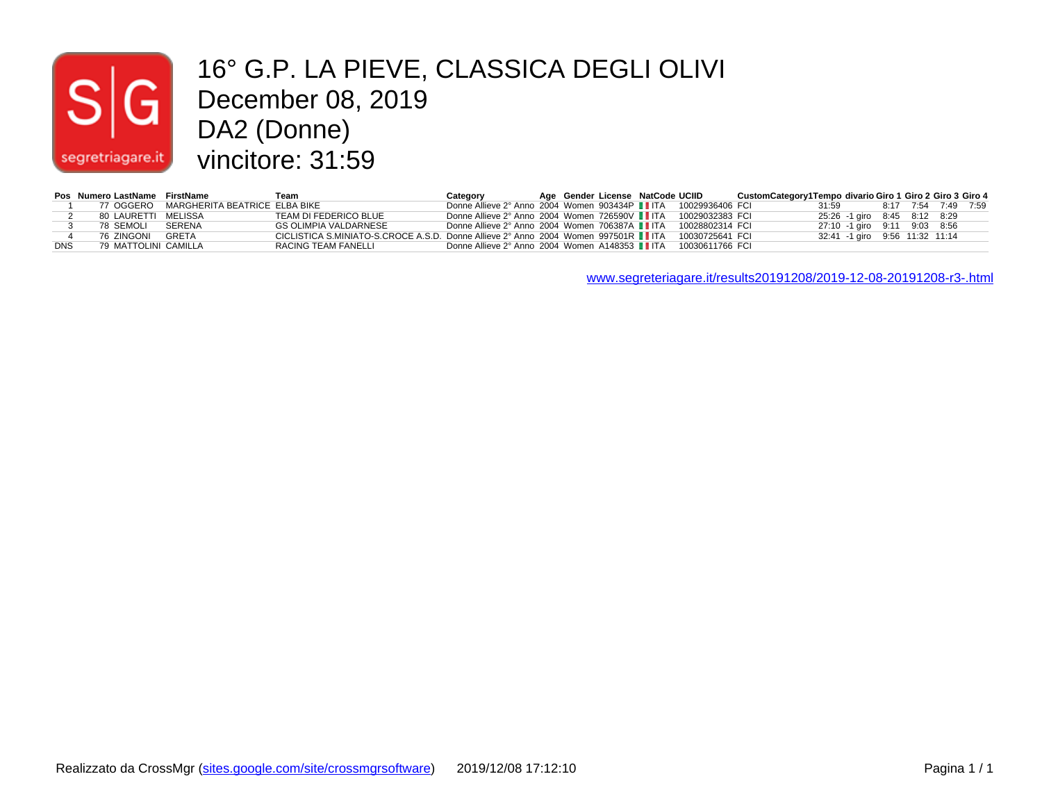# 16° G.P. LA PIEVE, CLASSICA DEGLI OLIVI
# December 08, 2019
# DA2 (Donne)
# vincitore: 31:59

| Pos | Numero | LastName | FirstName | Team | Category | Age | Gender | License | NatCode | UCIID | CustomCategory1 | Tempo | divario | Giro 1 | Giro 2 | Giro 3 | Giro 4 |
|---|---|---|---|---|---|---|---|---|---|---|---|---|---|---|---|---|---|
| 1 | 77 | OGGERO | MARGHERITA BEATRICE | ELBA BIKE | Donne Allieve 2° Anno | 2004 | Women | 903434P | ITA | 10029936406 | FCI | 31:59 | | 8:17 | 7:54 | 7:49 | 7:59 |
| 2 | 80 | LAURETTI | MELISSA | TEAM DI FEDERICO BLUE | Donne Allieve 2° Anno | 2004 | Women | 726590V | ITA | 10029032383 | FCI | 25:26 | -1 giro | 8:45 | 8:12 | 8:29 | |
| 3 | 78 | SEMOLI | SERENA | GS OLIMPIA VALDARNESE | Donne Allieve 2° Anno | 2004 | Women | 706387A | ITA | 10028802314 | FCI | 27:10 | -1 giro | 9:11 | 9:03 | 8:56 | |
| 4 | 76 | ZINGONI | GRETA | CICLISTICA S.MINIATO-S.CROCE A.S.D. | Donne Allieve 2° Anno | 2004 | Women | 997501R | ITA | 10030725641 | FCI | 32:41 | -1 giro | 9:56 | 11:32 | 11:14 | |
| DNS | 79 | MATTOLINI | CAMILLA | RACING TEAM FANELLI | Donne Allieve 2° Anno | 2004 | Women | A148353 | ITA | 10030611766 | FCI | | | | | | |

[www.segreteriagare.it/results20191208/2019-12-08-20191208-r3-.html](www.segreteriagare.it/results20191208/2019-12-08-20191208-r3-.html)

Realizzato da CrossMgr ([sites.google.com/site/crossmgrsoftware](sites.google.com/site/crossmgrsoftware)) 2019/12/08 17:12:10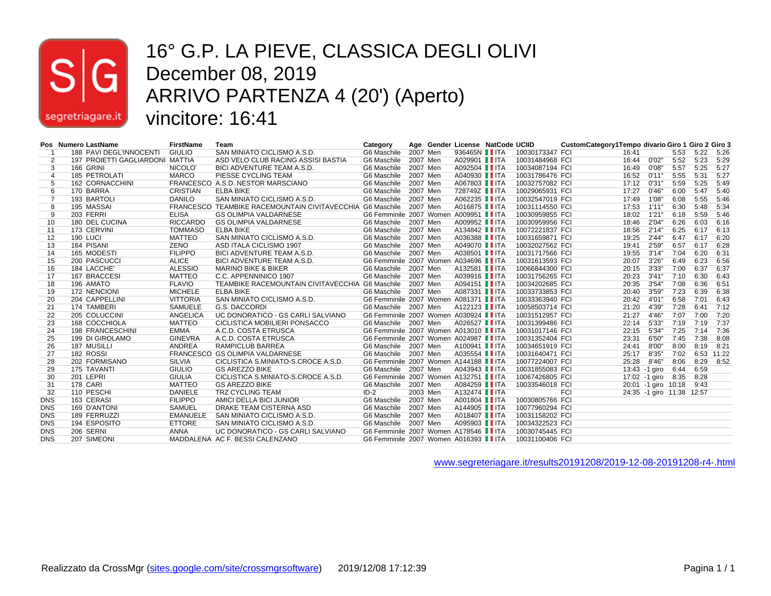# 16° G.P. LA PIEVE, CLASSICA DEGLI OLIVI
## December 08, 2019
## ARRIVO PARTENZA 4 (20') (Aperto)
## vincitore: 16:41

| Pos | Numero | LastName | FirstName | Team | Category | Age | Gender | License | NatCode | UCIID | | CustomCategory1 | Tempo | divario | Giro 1 | Giro 2 | Giro 3 |
|---|---|---|---|---|---|---|---|---|---|---|---|---|---|---|---|---|---|
| 1 | 188 | PAVI DEGL'INNOCENTI | GIULIO | SAN MINIATO CICLISMO A.S.D. | G6 Maschile | 2007 | Men | 936465N | ITA | 10030173347 | FCI | | 16:41 | | 5:53 | 5:22 | 5:26 |
| 2 | 197 | PROIETTI GAGLIARDONI | MATTIA | ASD VELO CLUB RACING ASSISI BASTIA | G6 Maschile | 2007 | Men | A029901 | ITA | 10031484968 | FCI | | 16:44 | 0'02" | 5:52 | 5:23 | 5:29 |
| 3 | 166 | GRINI | NICOLO' | BICI ADVENTURE TEAM A.S.D. | G6 Maschile | 2007 | Men | A092504 | ITA | 10034087194 | FCI | | 16:49 | 0'08" | 5:57 | 5:25 | 5:27 |
| 4 | 185 | PETROLATI | MARCO | PIESSE CYCLING TEAM | G6 Maschile | 2007 | Men | A040930 | ITA | 10031786476 | FCI | | 16:52 | 0'11" | 5:55 | 5:31 | 5:27 |
| 5 | 162 | CORNACCHINI | FRANCESCO | A.S.D. NESTOR MARSCIANO | G6 Maschile | 2007 | Men | A067803 | ITA | 10032757082 | FCI | | 17:12 | 0'31" | 5:59 | 5:25 | 5:49 |
| 6 | 170 | BARRA | CRISTIAN | ELBA BIKE | G6 Maschile | 2007 | Men | 728749Z | ITA | 10029065931 | FCI | | 17:27 | 0'46" | 6:00 | 5:47 | 5:40 |
| 7 | 193 | BARTOLI | DANILO | SAN MINIATO CICLISMO A.S.D. | G6 Maschile | 2007 | Men | A062235 | ITA | 10032547019 | FCI | | 17:49 | 1'08" | 6:08 | 5:55 | 5:46 |
| 8 | 195 | MASSAI | FRANCESCO | TEAMBIKE RACEMOUNTAIN CIVITAVECCHIA | G6 Maschile | 2007 | Men | A016875 | ITA | 10031114550 | FCI | | 17:53 | 1'11" | 6:30 | 5:48 | 5:34 |
| 9 | 203 | FERRI | ELISA | GS OLIMPIA VALDARNESE | G6 Femminile | 2007 | Women | A009951 | ITA | 10030959855 | FCI | | 18:02 | 1'21" | 6:18 | 5:59 | 5:46 |
| 10 | 180 | DEL CUCINA | RICCARDO | GS OLIMPIA VALDARNESE | G6 Maschile | 2007 | Men | A009952 | ITA | 10030959956 | FCI | | 18:46 | 2'04" | 6:26 | 6:03 | 6:16 |
| 11 | 173 | CERVINI | TOMMASO | ELBA BIKE | G6 Maschile | 2007 | Men | A134842 | ITA | 10072221837 | FCI | | 18:56 | 2'14" | 6:25 | 6:17 | 6:13 |
| 12 | 190 | LUCI | MATTEO | SAN MINIATO CICLISMO A.S.D. | G6 Maschile | 2007 | Men | A036388 | ITA | 10031659871 | FCI | | 19:25 | 2'44" | 6:47 | 6:17 | 6:20 |
| 13 | 164 | PISANI | ZENO | ASD ITALA CICLISMO 1907 | G6 Maschile | 2007 | Men | A049070 | ITA | 10032027562 | FCI | | 19:41 | 2'59" | 6:57 | 6:17 | 6:28 |
| 14 | 165 | MODESTI | FILIPPO | BICI ADVENTURE TEAM A.S.D. | G6 Maschile | 2007 | Men | A038501 | ITA | 10031717566 | FCI | | 19:55 | 3'14" | 7:04 | 6:20 | 6:31 |
| 15 | 200 | PASCUCCI | ALICE | BICI ADVENTURE TEAM A.S.D. | G6 Femminile | 2007 | Women | A034696 | ITA | 10031613593 | FCI | | 20:07 | 3'26" | 6:49 | 6:23 | 6:56 |
| 16 | 184 | LACCHE' | ALESSIO | MARINO BIKE & BIKER | G6 Maschile | 2007 | Men | A132581 | ITA | 10066844300 | FCI | | 20:15 | 3'33" | 7:00 | 6:37 | 6:37 |
| 17 | 167 | BRACCESI | MATTEO | C.C. APPENNINICO 1907 | G6 Maschile | 2007 | Men | A039916 | ITA | 10031756265 | FCI | | 20:23 | 3'41" | 7:10 | 6:30 | 6:43 |
| 18 | 196 | AMATO | FLAVIO | TEAMBIKE RACEMOUNTAIN CIVITAVECCHIA | G6 Maschile | 2007 | Men | A094151 | ITA | 10034202685 | FCI | | 20:35 | 3'54" | 7:08 | 6:36 | 6:51 |
| 19 | 172 | NENCIONI | MICHELE | ELBA BIKE | G6 Maschile | 2007 | Men | A087331 | ITA | 10033733853 | FCI | | 20:40 | 3'59" | 7:23 | 6:39 | 6:38 |
| 20 | 204 | CAPPELLINI | VITTORIA | SAN MINIATO CICLISMO A.S.D. | G6 Femminile | 2007 | Women | A081371 | ITA | 10033363940 | FCI | | 20:42 | 4'01" | 6:58 | 7:01 | 6:43 |
| 21 | 174 | TAMBERI | SAMUELE | G.S. DACCORDI | G6 Maschile | 2007 | Men | A122123 | ITA | 10058503714 | FCI | | 21:20 | 4'39" | 7:28 | 6:41 | 7:12 |
| 22 | 205 | COLUCCINI | ANGELICA | UC DONORATICO - GS CARLI SALVIANO | G6 Femminile | 2007 | Women | A030924 | ITA | 10031512957 | FCI | | 21:27 | 4'46" | 7:07 | 7:00 | 7:20 |
| 23 | 168 | COCCHIOLA | MATTEO | CICLISTICA MOBILIERI PONSACCO | G6 Maschile | 2007 | Men | A026527 | ITA | 10031399486 | FCI | | 22:14 | 5'33" | 7:19 | 7:19 | 7:37 |
| 24 | 198 | FRANCESCHINI | EMMA | A.C.D. COSTA ETRUSCA | G6 Femminile | 2007 | Women | A013010 | ITA | 10031017146 | FCI | | 22:15 | 5'34" | 7:25 | 7:14 | 7:36 |
| 25 | 199 | DI GIROLAMO | GINEVRA | A.C.D. COSTA ETRUSCA | G6 Femminile | 2007 | Women | A024987 | ITA | 10031352404 | FCI | | 23:31 | 6'50" | 7:45 | 7:38 | 8:08 |
| 26 | 187 | MUSILLI | ANDREA | RAMPICLUB BARREA | G6 Maschile | 2007 | Men | A100941 | ITA | 10034651919 | FCI | | 24:41 | 8'00" | 8:00 | 8:19 | 8:21 |
| 27 | 182 | ROSSI | FRANCESCO | GS OLIMPIA VALDARNESE | G6 Maschile | 2007 | Men | A035554 | ITA | 10031640471 | FCI | | 25:17 | 8'35" | 7:02 | 6:53 | 11:22 |
| 28 | 202 | FORMISANO | SILVIA | CICLISTICA S.MINIATO-S.CROCE A.S.D. | G6 Femminile | 2007 | Women | A144188 | ITA | 10077224007 | FCI | | 25:28 | 8'46" | 8:06 | 8:29 | 8:52 |
| 29 | 175 | TAVANTI | GIULIO | GS AREZZO BIKE | G6 Maschile | 2007 | Men | A043943 | ITA | 10031855083 | FCI | | 13:43 | -1 giro | 6:44 | 6:59 | |
| 30 | 201 | LEPRI | GIULIA | CICLISTICA S.MINIATO-S.CROCE A.S.D. | G6 Femminile | 2007 | Women | A132751 | ITA | 10067426805 | FCI | | 17:02 | -1 giro | 8:35 | 8:28 | |
| 31 | 178 | CARI | MATTEO | GS AREZZO BIKE | G6 Maschile | 2007 | Men | A084259 | ITA | 10033546018 | FCI | | 20:01 | -1 giro | 10:18 | 9:43 | |
| 32 | 110 | PESCHI | DANIELE | TRZ CYCLING TEAM | ID-2 | 2003 | Men | A132474 | ITA | | FCI | | 24:35 | -1 giro | 11:38 | 12:57 | |
| DNS | 163 | CERASI | FILIPPO | AMICI DELLA BICI JUNIOR | G6 Maschile | 2007 | Men | A001804 | ITA | 10030805766 | FCI | | | | | | |
| DNS | 169 | D'ANTONI | SAMUEL | DRAKE TEAM CISTERNA ASD | G6 Maschile | 2007 | Men | A144905 | ITA | 10077960294 | FCI | | | | | | |
| DNS | 189 | FERRUZZI | EMANUELE | SAN MINIATO CICLISMO A.S.D. | G6 Maschile | 2007 | Men | A018407 | ITA | 10031158202 | FCI | | | | | | |
| DNS | 194 | ESPOSITO | ETTORE | SAN MINIATO CICLISMO A.S.D. | G6 Maschile | 2007 | Men | A095903 | ITA | 10034322523 | FCI | | | | | | |
| DNS | 206 | SERNI | ANNA | UC DONORATICO - GS CARLI SALVIANO | G6 Femminile | 2007 | Women | A178546 | ITA | 10030745445 | FCI | | | | | | |
| DNS | 207 | SIMEONI | MADDALENA | AC F. BESSI CALENZANO | G6 Femminile | 2007 | Women | A016393 | ITA | 10031100406 | FCI | | | | | | |

www.segreteriagare.it/results20191208/2019-12-08-20191208-r4-.html

Realizzato da CrossMgr (sites.google.com/site/crossmgrsoftware) 2019/12/08 17:12:39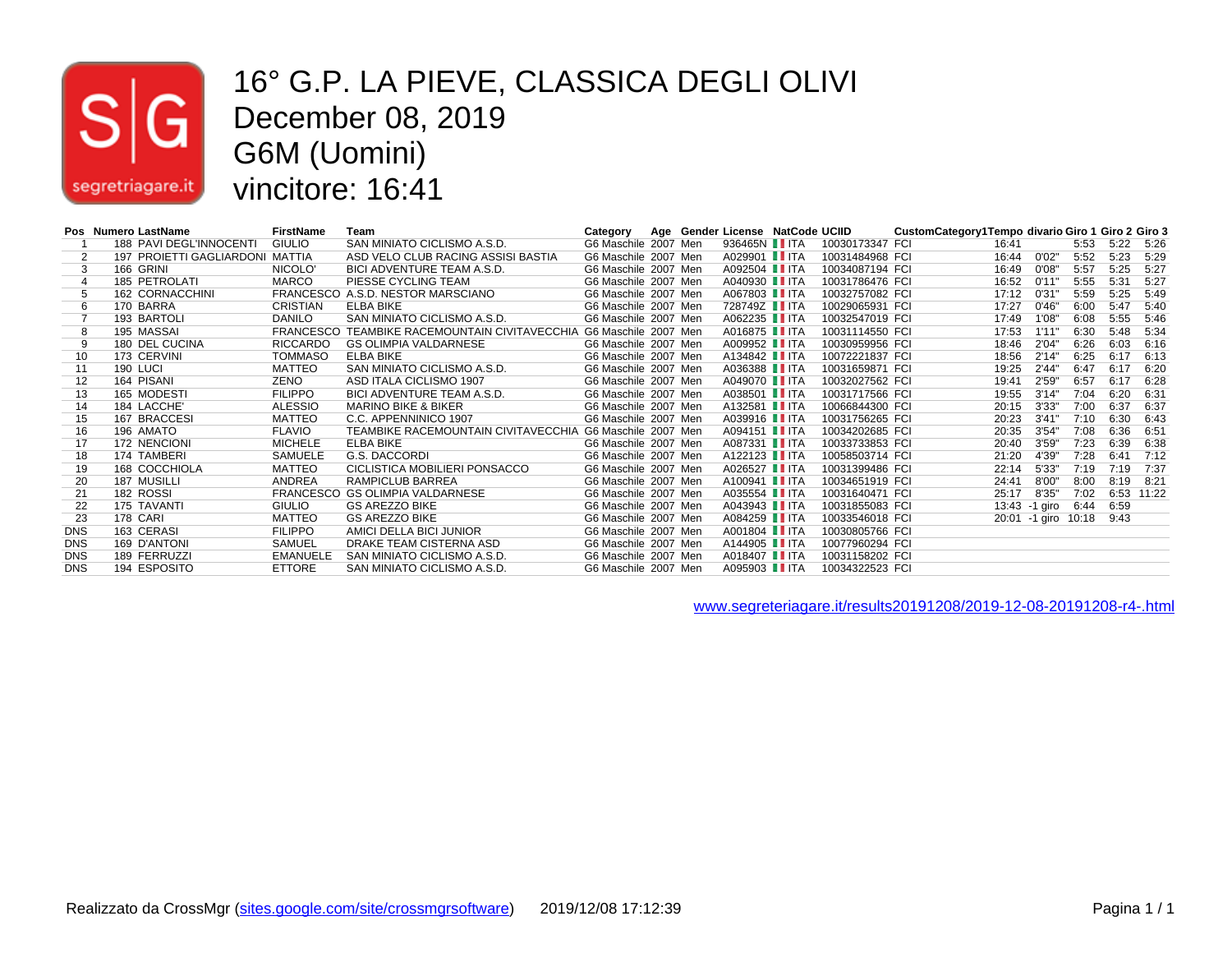# 16° G.P. LA PIEVE, CLASSICA DEGLI OLIVI

## December 08, 2019

## G6M (Uomini)

## vincitore: 16:41

| Pos | Numero | LastName | FirstName | Team | Category | Age | Gender | License | NatCode | UCIID | CustomCategory1 | Tempo | divario | Giro 1 | Giro 2 | Giro 3 |
|---|---|---|---|---|---|---|---|---|---|---|---|---|---|---|---|---|
| 1 | 188 | PAVI DEGL'INNOCENTI | GIULIO | SAN MINIATO CICLISMO A.S.D. | G6 Maschile | 2007 | Men | 936465N | ITA | 10030173347 | FCI | 16:41 | | 5:53 | 5:22 | 5:26 |
| 2 | 197 | PROIETTI GAGLIARDONI | MATTIA | ASD VELO CLUB RACING ASSISI BASTIA | G6 Maschile | 2007 | Men | A029901 | ITA | 10031484968 | FCI | 16:44 | 0'02" | 5:52 | 5:23 | 5:29 |
| 3 | 166 | GRINI | NICOLO' | BICI ADVENTURE TEAM A.S.D. | G6 Maschile | 2007 | Men | A092504 | ITA | 10034087194 | FCI | 16:49 | 0'08" | 5:57 | 5:25 | 5:27 |
| 4 | 185 | PETROLATI | MARCO | PIESSE CYCLING TEAM | G6 Maschile | 2007 | Men | A040930 | ITA | 10031786476 | FCI | 16:52 | 0'11" | 5:55 | 5:31 | 5:27 |
| 5 | 162 | CORNACCHINI | FRANCESCO | A.S.D. NESTOR MARSCIANO | G6 Maschile | 2007 | Men | A067803 | ITA | 10032757082 | FCI | 17:12 | 0'31" | 5:59 | 5:25 | 5:49 |
| 6 | 170 | BARRA | CRISTIAN | ELBA BIKE | G6 Maschile | 2007 | Men | 728749Z | ITA | 10029065931 | FCI | 17:27 | 0'46" | 6:00 | 5:47 | 5:40 |
| 7 | 193 | BARTOLI | DANILO | SAN MINIATO CICLISMO A.S.D. | G6 Maschile | 2007 | Men | A062235 | ITA | 10032547019 | FCI | 17:49 | 1'08" | 6:08 | 5:55 | 5:46 |
| 8 | 195 | MASSAI | FRANCESCO | TEAMBIKE RACEMOUNTAIN CIVITAVECCHIA | G6 Maschile | 2007 | Men | A016875 | ITA | 10031114550 | FCI | 17:53 | 1'11" | 6:30 | 5:48 | 5:34 |
| 9 | 180 | DEL CUCINA | RICCARDO | GS OLIMPIA VALDARNESE | G6 Maschile | 2007 | Men | A009952 | ITA | 10030959956 | FCI | 18:46 | 2'04" | 6:26 | 6:03 | 6:16 |
| 10 | 173 | CERVINI | TOMMASO | ELBA BIKE | G6 Maschile | 2007 | Men | A134842 | ITA | 10072221837 | FCI | 18:56 | 2'14" | 6:25 | 6:17 | 6:13 |
| 11 | 190 | LUCI | MATTEO | SAN MINIATO CICLISMO A.S.D. | G6 Maschile | 2007 | Men | A036388 | ITA | 10031659871 | FCI | 19:25 | 2'44" | 6:47 | 6:17 | 6:20 |
| 12 | 164 | PISANI | ZENO | ASD ITALA CICLISMO 1907 | G6 Maschile | 2007 | Men | A049070 | ITA | 10032027562 | FCI | 19:41 | 2'59" | 6:57 | 6:17 | 6:28 |
| 13 | 165 | MODESTI | FILIPPO | BICI ADVENTURE TEAM A.S.D. | G6 Maschile | 2007 | Men | A038501 | ITA | 10031717566 | FCI | 19:55 | 3'14" | 7:04 | 6:20 | 6:31 |
| 14 | 184 | LACCHE' | ALESSIO | MARINO BIKE & BIKER | G6 Maschile | 2007 | Men | A132581 | ITA | 10066844300 | FCI | 20:15 | 3'33" | 7:00 | 6:37 | 6:37 |
| 15 | 167 | BRACCESI | MATTEO | C.C. APPENNINICO 1907 | G6 Maschile | 2007 | Men | A039916 | ITA | 10031756265 | FCI | 20:23 | 3'41" | 7:10 | 6:30 | 6:43 |
| 16 | 196 | AMATO | FLAVIO | TEAMBIKE RACEMOUNTAIN CIVITAVECCHIA | G6 Maschile | 2007 | Men | A094151 | ITA | 10034202685 | FCI | 20:35 | 3'54" | 7:08 | 6:36 | 6:51 |
| 17 | 172 | NENCIONI | MICHELE | ELBA BIKE | G6 Maschile | 2007 | Men | A087331 | ITA | 10033733853 | FCI | 20:40 | 3'59" | 7:23 | 6:39 | 6:38 |
| 18 | 174 | TAMBERI | SAMUELE | G.S. DACCORDI | G6 Maschile | 2007 | Men | A122123 | ITA | 10058503714 | FCI | 21:20 | 4'39" | 7:28 | 6:41 | 7:12 |
| 19 | 168 | COCCHIOLA | MATTEO | CICLISTICA MOBILIERI PONSACCO | G6 Maschile | 2007 | Men | A026527 | ITA | 10031399486 | FCI | 22:14 | 5'33" | 7:19 | 7:19 | 7:37 |
| 20 | 187 | MUSILLI | ANDREA | RAMPICLUB BARREA | G6 Maschile | 2007 | Men | A100941 | ITA | 10034651919 | FCI | 24:41 | 8'00" | 8:00 | 8:19 | 8:21 |
| 21 | 182 | ROSSI | FRANCESCO | GS OLIMPIA VALDARNESE | G6 Maschile | 2007 | Men | A035554 | ITA | 10031640471 | FCI | 25:17 | 8'35" | 7:02 | 6:53 | 11:22 |
| 22 | 175 | TAVANTI | GIULIO | GS AREZZO BIKE | G6 Maschile | 2007 | Men | A043943 | ITA | 10031855083 | FCI | 13:43 | -1 giro | 6:44 | 6:59 | |
| 23 | 178 | CARI | MATTEO | GS AREZZO BIKE | G6 Maschile | 2007 | Men | A084259 | ITA | 10033546018 | FCI | 20:01 | -1 giro | 10:18 | 9:43 | |
| DNS | 163 | CERASI | FILIPPO | AMICI DELLA BICI JUNIOR | G6 Maschile | 2007 | Men | A001804 | ITA | 10030805766 | FCI | | | | | |
| DNS | 169 | D'ANTONI | SAMUEL | DRAKE TEAM CISTERNA ASD | G6 Maschile | 2007 | Men | A144905 | ITA | 10077960294 | FCI | | | | | |
| DNS | 189 | FERRUZZI | EMANUELE | SAN MINIATO CICLISMO A.S.D. | G6 Maschile | 2007 | Men | A018407 | ITA | 10031158202 | FCI | | | | | |
| DNS | 194 | ESPOSITO | ETTORE | SAN MINIATO CICLISMO A.S.D. | G6 Maschile | 2007 | Men | A095903 | ITA | 10034322523 | FCI | | | | | |

www.segreteriagare.it/results20191208/2019-12-08-20191208-r4-.html

Realizzato da CrossMgr (sites.google.com/site/crossmgrsoftware) 2019/12/08 17:12:39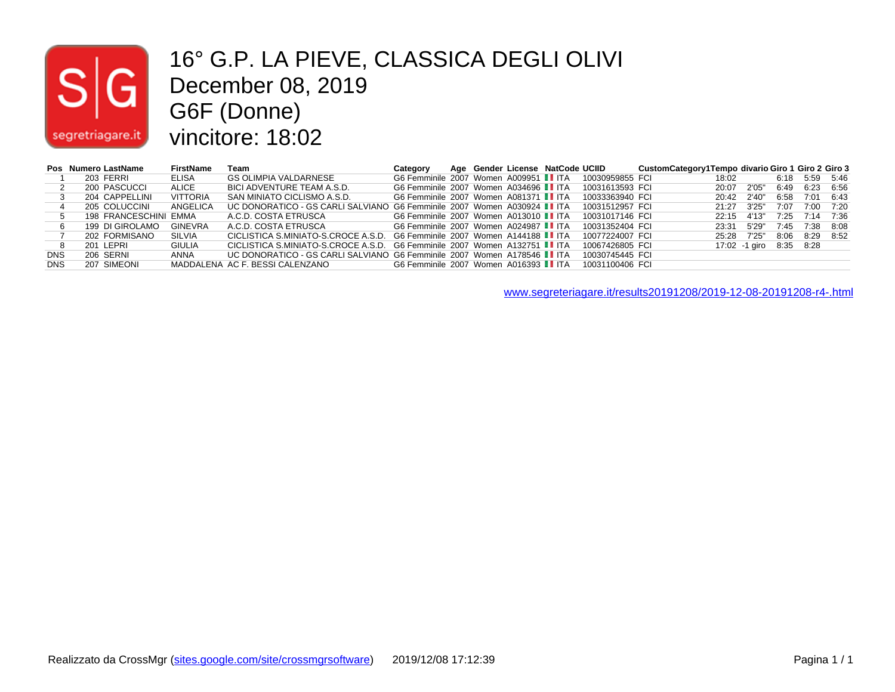# 16° G.P. LA PIEVE, CLASSICA DEGLI OLIVI

December 08, 2019

G6F (Donne)

vincitore: 18:02

| Pos | Numero | LastName | FirstName | Team | Category | Age | Gender | License | NatCode | UCIID | CustomCategory1 | Tempo | divario | Giro 1 | Giro 2 | Giro 3 |
|---|---|---|---|---|---|---|---|---|---|---|---|---|---|---|---|---|
| 1 | 203 | FERRI | ELISA | GS OLIMPIA VALDARNESE | G6 Femminile | 2007 | Women | A009951 | ITA | 10030959855 | FCI | 18:02 | | 6:18 | 5:59 | 5:46 |
| 2 | 200 | PASCUCCI | ALICE | BICI ADVENTURE TEAM A.S.D. | G6 Femminile | 2007 | Women | A034696 | ITA | 10031613593 | FCI | 20:07 | 2'05" | 6:49 | 6:23 | 6:56 |
| 3 | 204 | CAPPELLINI | VITTORIA | SAN MINIATO CICLISMO A.S.D. | G6 Femminile | 2007 | Women | A081371 | ITA | 10033363940 | FCI | 20:42 | 2'40" | 6:58 | 7:01 | 6:43 |
| 4 | 205 | COLUCCINI | ANGELICA | UC DONORATICO - GS CARLI SALVIANO | G6 Femminile | 2007 | Women | A030924 | ITA | 10031512957 | FCI | 21:27 | 3'25" | 7:07 | 7:00 | 7:20 |
| 5 | 198 | FRANCESCHINI | EMMA | A.C.D. COSTA ETRUSCA | G6 Femminile | 2007 | Women | A013010 | ITA | 10031017146 | FCI | 22:15 | 4'13" | 7:25 | 7:14 | 7:36 |
| 6 | 199 | DI GIROLAMO | GINEVRA | A.C.D. COSTA ETRUSCA | G6 Femminile | 2007 | Women | A024987 | ITA | 10031352404 | FCI | 23:31 | 5'29" | 7:45 | 7:38 | 8:08 |
| 7 | 202 | FORMISANO | SILVIA | CICLISTICA S.MINIATO-S.CROCE A.S.D. | G6 Femminile | 2007 | Women | A144188 | ITA | 10077224007 | FCI | 25:28 | 7'25" | 8:06 | 8:29 | 8:52 |
| 8 | 201 | LEPRI | GIULIA | CICLISTICA S.MINIATO-S.CROCE A.S.D. | G6 Femminile | 2007 | Women | A132751 | ITA | 10067426805 | FCI | 17:02 | -1 giro | 8:35 | 8:28 | |
| DNS | 206 | SERNI | ANNA | UC DONORATICO - GS CARLI SALVIANO | G6 Femminile | 2007 | Women | A178546 | ITA | 10030745445 | FCI | | | | | |
| DNS | 207 | SIMEONI | MADDALENA | AC F. BESSI CALENZANO | G6 Femminile | 2007 | Women | A016393 | ITA | 10031100406 | FCI | | | | | |

www.segreteriagare.it/results20191208/2019-12-08-20191208-r4-.html

Realizzato da CrossMgr (sites.google.com/site/crossmgrsoftware) 2019/12/08 17:12:39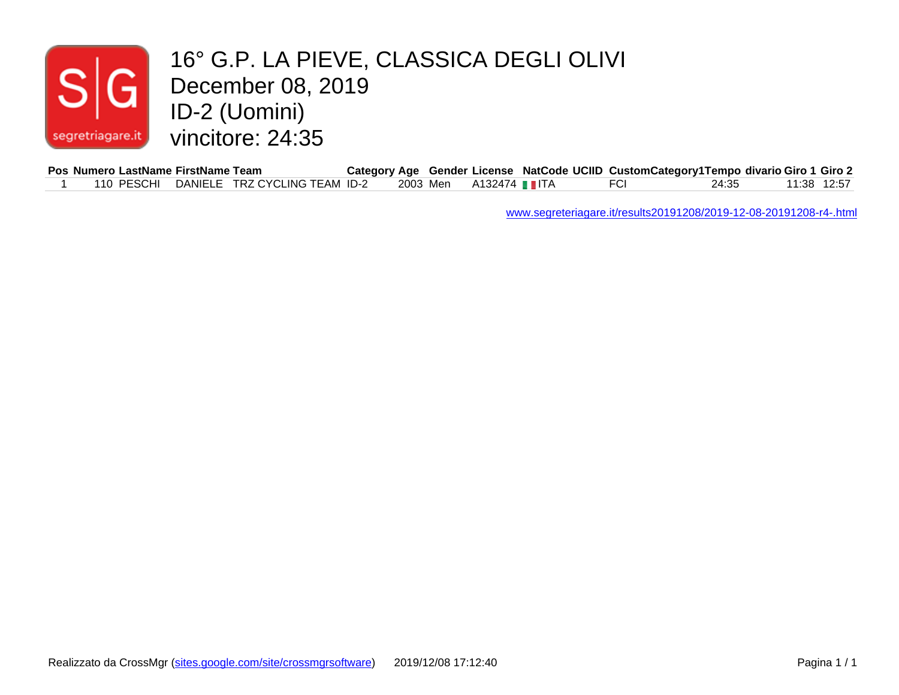# 16° G.P. LA PIEVE, CLASSICA DEGLI OLIVI
## December 08, 2019
## ID-2 (Uomini)
## vincitore: 24:35

| Pos | Numero | LastName | FirstName | Team | Category | Age | Gender | License | NatCode | UCIID | CustomCategory1 | Tempo | divario | Giro 1 | Giro 2 |
|---|---|---|---|---|---|---|---|---|---|---|---|---|---|---|---|
| 1 | 110 | PESCHI | DANIELE | TRZ CYCLING TEAM | ID-2 | 2003 | Men | A132474 | ITA | | FCI | 24:35 | | 11:38 | 12:57 |

www.segreteriagare.it/results20191208/2019-12-08-20191208-r4-.html

Realizzato da CrossMgr (sites.google.com/site/crossmgrsoftware) 2019/12/08 17:12:40